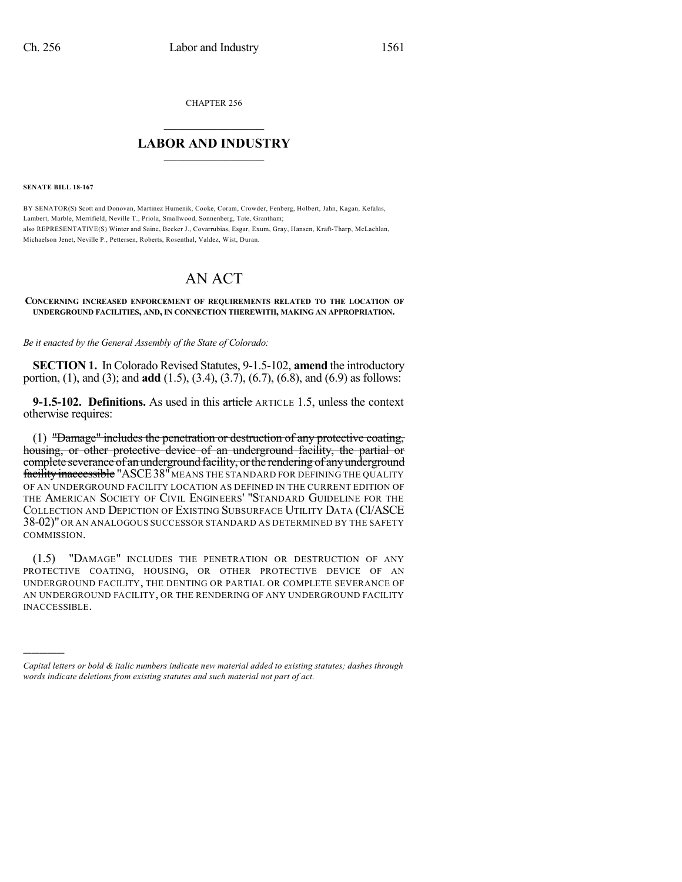CHAPTER 256

## LABOR AND INDUSTRY

**SENATE BILL 18-167**

BY SENATOR(S) Scott and Donovan, Martinez Humenik, Cooke, Coram, Crowder, Fenberg, Holbert, Jahn, Kagan, Kefalas, Lambert, Marble, Merrifield, Neville T., Priola, Smallwood, Sonnenberg, Tate, Grantham;
also REPRESENTATIVE(S) Winter and Saine, Becker J., Covarrubias, Esgar, Exum, Gray, Hansen, Kraft-Tharp, McLachlan, Michaelson Jenet, Neville P., Pettersen, Roberts, Rosenthal, Valdez, Wist, Duran.

# AN ACT

**CONCERNING INCREASED ENFORCEMENT OF REQUIREMENTS RELATED TO THE LOCATION OF UNDERGROUND FACILITIES, AND, IN CONNECTION THEREWITH, MAKING AN APPROPRIATION.**

*Be it enacted by the General Assembly of the State of Colorado:*

**SECTION 1.** In Colorado Revised Statutes, 9-1.5-102, **amend** the introductory portion, (1), and (3); and **add** (1.5), (3.4), (3.7), (6.7), (6.8), and (6.9) as follows:

**9-1.5-102. Definitions.** As used in this ~~article~~ ARTICLE 1.5, unless the context otherwise requires:

(1) ~~"Damage" includes the penetration or destruction of any protective coating, housing, or other protective device of an underground facility, the partial or complete severance of an underground facility, or the rendering of any underground facility inaccessible~~ "ASCE 38" MEANS THE STANDARD FOR DEFINING THE QUALITY OF AN UNDERGROUND FACILITY LOCATION AS DEFINED IN THE CURRENT EDITION OF THE AMERICAN SOCIETY OF CIVIL ENGINEERS' "STANDARD GUIDELINE FOR THE COLLECTION AND DEPICTION OF EXISTING SUBSURFACE UTILITY DATA (CI/ASCE 38-02)" OR AN ANALOGOUS SUCCESSOR STANDARD AS DETERMINED BY THE SAFETY COMMISSION.

(1.5) "DAMAGE" INCLUDES THE PENETRATION OR DESTRUCTION OF ANY PROTECTIVE COATING, HOUSING, OR OTHER PROTECTIVE DEVICE OF AN UNDERGROUND FACILITY, THE DENTING OR PARTIAL OR COMPLETE SEVERANCE OF AN UNDERGROUND FACILITY, OR THE RENDERING OF ANY UNDERGROUND FACILITY INACCESSIBLE.

---

*Capital letters or bold & italic numbers indicate new material added to existing statutes; dashes through words indicate deletions from existing statutes and such material not part of act.*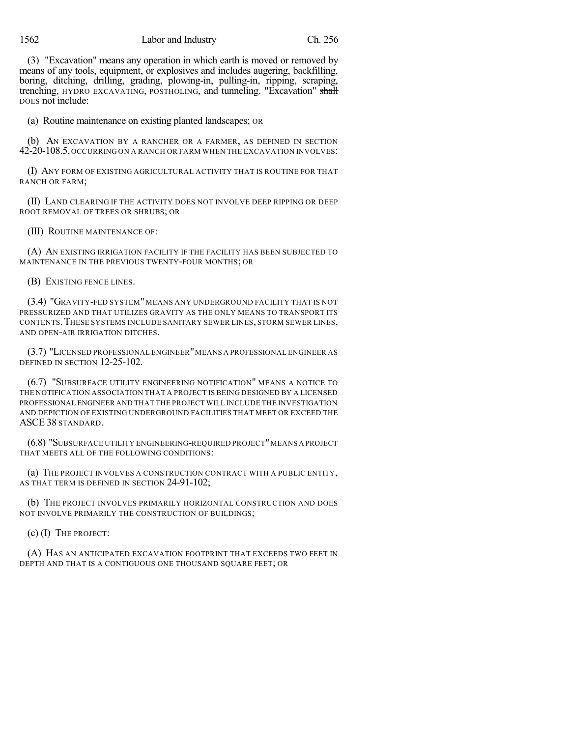(3) "Excavation" means any operation in which earth is moved or removed by means of any tools, equipment, or explosives and includes augering, backfilling, boring, ditching, drilling, grading, plowing-in, pulling-in, ripping, scraping, trenching, HYDRO EXCAVATING, POSTHOLING, and tunneling. "Excavation" ~~shall~~ DOES not include:

(a) Routine maintenance on existing planted landscapes; OR

(b) AN EXCAVATION BY A RANCHER OR A FARMER, AS DEFINED IN SECTION 42-20-108.5, OCCURRING ON A RANCH OR FARM WHEN THE EXCAVATION INVOLVES:

(I) ANY FORM OF EXISTING AGRICULTURAL ACTIVITY THAT IS ROUTINE FOR THAT RANCH OR FARM;

(II) LAND CLEARING IF THE ACTIVITY DOES NOT INVOLVE DEEP RIPPING OR DEEP ROOT REMOVAL OF TREES OR SHRUBS; OR

(III) ROUTINE MAINTENANCE OF:

(A) AN EXISTING IRRIGATION FACILITY IF THE FACILITY HAS BEEN SUBJECTED TO MAINTENANCE IN THE PREVIOUS TWENTY-FOUR MONTHS; OR

(B) EXISTING FENCE LINES.

(3.4) "GRAVITY-FED SYSTEM" MEANS ANY UNDERGROUND FACILITY THAT IS NOT PRESSURIZED AND THAT UTILIZES GRAVITY AS THE ONLY MEANS TO TRANSPORT ITS CONTENTS. THESE SYSTEMS INCLUDE SANITARY SEWER LINES, STORM SEWER LINES, AND OPEN-AIR IRRIGATION DITCHES.

(3.7) "LICENSED PROFESSIONAL ENGINEER" MEANS A PROFESSIONAL ENGINEER AS DEFINED IN SECTION 12-25-102.

(6.7) "SUBSURFACE UTILITY ENGINEERING NOTIFICATION" MEANS A NOTICE TO THE NOTIFICATION ASSOCIATION THAT A PROJECT IS BEING DESIGNED BY A LICENSED PROFESSIONAL ENGINEER AND THAT THE PROJECT WILL INCLUDE THE INVESTIGATION AND DEPICTION OF EXISTING UNDERGROUND FACILITIES THAT MEET OR EXCEED THE ASCE 38 STANDARD.

(6.8) "SUBSURFACE UTILITY ENGINEERING-REQUIRED PROJECT" MEANS A PROJECT THAT MEETS ALL OF THE FOLLOWING CONDITIONS:

(a) THE PROJECT INVOLVES A CONSTRUCTION CONTRACT WITH A PUBLIC ENTITY, AS THAT TERM IS DEFINED IN SECTION 24-91-102;

(b) THE PROJECT INVOLVES PRIMARILY HORIZONTAL CONSTRUCTION AND DOES NOT INVOLVE PRIMARILY THE CONSTRUCTION OF BUILDINGS;

(c) (I) THE PROJECT:

(A) HAS AN ANTICIPATED EXCAVATION FOOTPRINT THAT EXCEEDS TWO FEET IN DEPTH AND THAT IS A CONTIGUOUS ONE THOUSAND SQUARE FEET; OR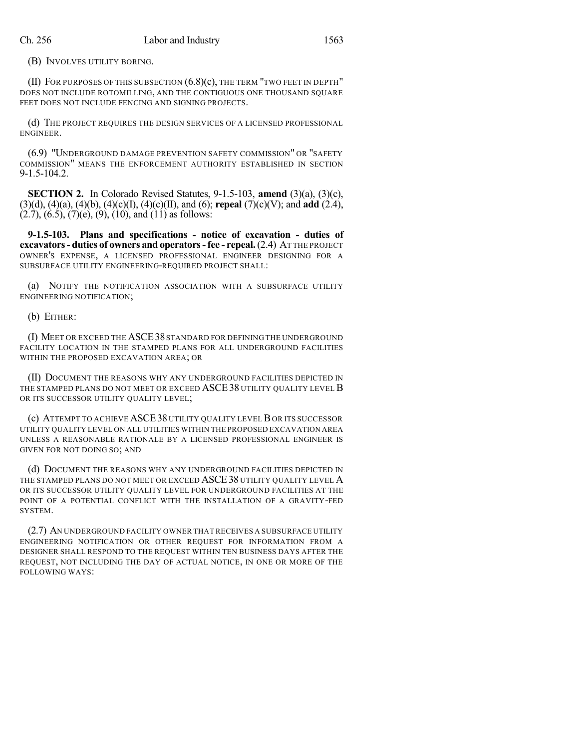(B) INVOLVES UTILITY BORING.

(II) FOR PURPOSES OF THIS SUBSECTION (6.8)(c), THE TERM "TWO FEET IN DEPTH" DOES NOT INCLUDE ROTOMILLING, AND THE CONTIGUOUS ONE THOUSAND SQUARE FEET DOES NOT INCLUDE FENCING AND SIGNING PROJECTS.

(d) THE PROJECT REQUIRES THE DESIGN SERVICES OF A LICENSED PROFESSIONAL ENGINEER.

(6.9) "UNDERGROUND DAMAGE PREVENTION SAFETY COMMISSION" OR "SAFETY COMMISSION" MEANS THE ENFORCEMENT AUTHORITY ESTABLISHED IN SECTION 9-1.5-104.2.

**SECTION 2.** In Colorado Revised Statutes, 9-1.5-103, **amend** (3)(a), (3)(c), (3)(d), (4)(a), (4)(b), (4)(c)(I), (4)(c)(II), and (6); **repeal** (7)(c)(V); and **add** (2.4), (2.7), (6.5), (7)(e), (9), (10), and (11) as follows:

**9-1.5-103. Plans and specifications - notice of excavation - duties of excavators - duties of owners and operators - fee - repeal.** (2.4) AT THE PROJECT OWNER'S EXPENSE, A LICENSED PROFESSIONAL ENGINEER DESIGNING FOR A SUBSURFACE UTILITY ENGINEERING-REQUIRED PROJECT SHALL:

(a) NOTIFY THE NOTIFICATION ASSOCIATION WITH A SUBSURFACE UTILITY ENGINEERING NOTIFICATION;

(b) EITHER:

(I) MEET OR EXCEED THE ASCE 38 STANDARD FOR DEFINING THE UNDERGROUND FACILITY LOCATION IN THE STAMPED PLANS FOR ALL UNDERGROUND FACILITIES WITHIN THE PROPOSED EXCAVATION AREA; OR

(II) DOCUMENT THE REASONS WHY ANY UNDERGROUND FACILITIES DEPICTED IN THE STAMPED PLANS DO NOT MEET OR EXCEED ASCE 38 UTILITY QUALITY LEVEL B OR ITS SUCCESSOR UTILITY QUALITY LEVEL;

(c) ATTEMPT TO ACHIEVE ASCE 38 UTILITY QUALITY LEVEL B OR ITS SUCCESSOR UTILITY QUALITY LEVEL ON ALL UTILITIES WITHIN THE PROPOSED EXCAVATION AREA UNLESS A REASONABLE RATIONALE BY A LICENSED PROFESSIONAL ENGINEER IS GIVEN FOR NOT DOING SO; AND

(d) DOCUMENT THE REASONS WHY ANY UNDERGROUND FACILITIES DEPICTED IN THE STAMPED PLANS DO NOT MEET OR EXCEED ASCE 38 UTILITY QUALITY LEVEL A OR ITS SUCCESSOR UTILITY QUALITY LEVEL FOR UNDERGROUND FACILITIES AT THE POINT OF A POTENTIAL CONFLICT WITH THE INSTALLATION OF A GRAVITY-FED SYSTEM.

(2.7) AN UNDERGROUND FACILITY OWNER THAT RECEIVES A SUBSURFACE UTILITY ENGINEERING NOTIFICATION OR OTHER REQUEST FOR INFORMATION FROM A DESIGNER SHALL RESPOND TO THE REQUEST WITHIN TEN BUSINESS DAYS AFTER THE REQUEST, NOT INCLUDING THE DAY OF ACTUAL NOTICE, IN ONE OR MORE OF THE FOLLOWING WAYS: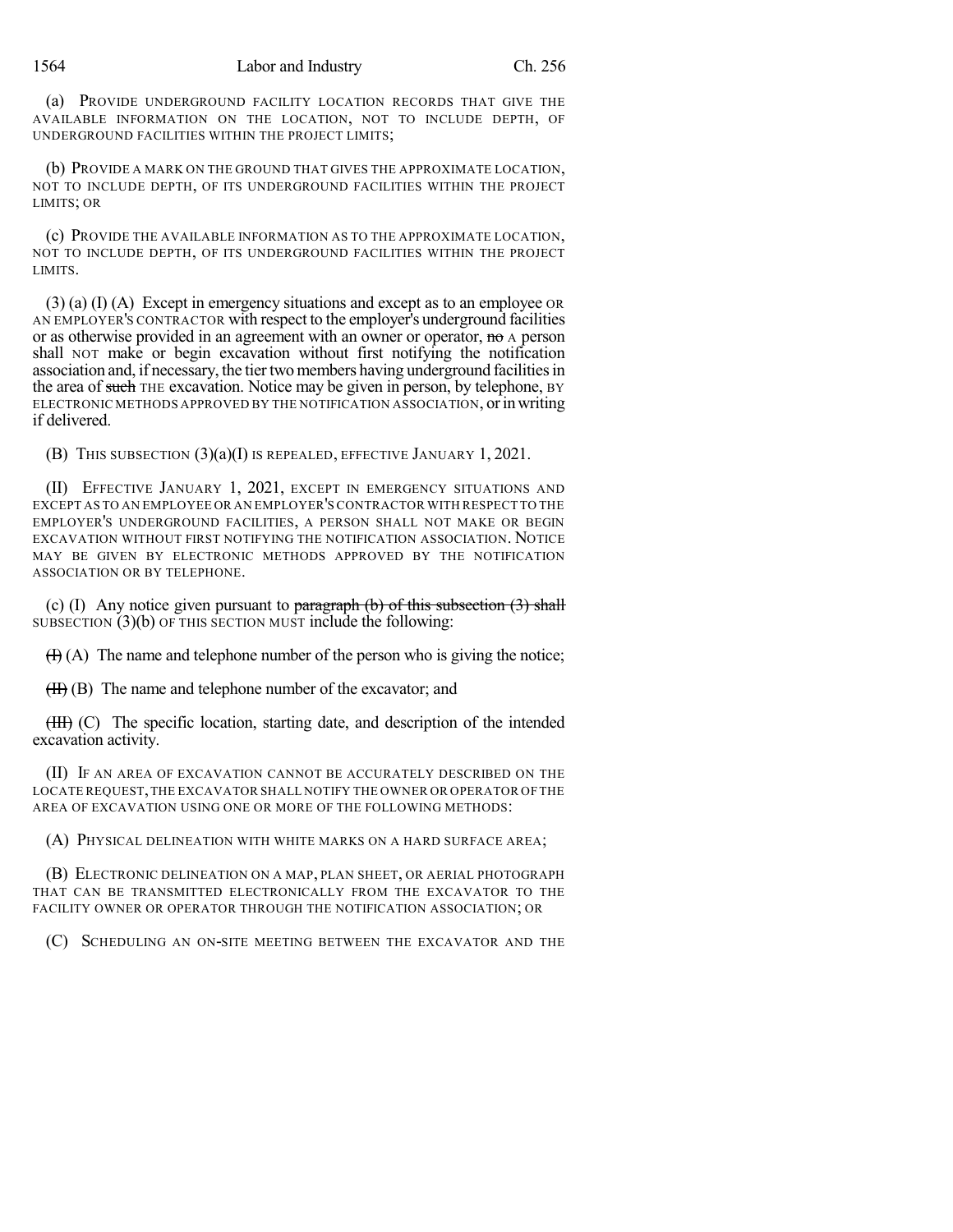(a) PROVIDE UNDERGROUND FACILITY LOCATION RECORDS THAT GIVE THE AVAILABLE INFORMATION ON THE LOCATION, NOT TO INCLUDE DEPTH, OF UNDERGROUND FACILITIES WITHIN THE PROJECT LIMITS;

(b) PROVIDE A MARK ON THE GROUND THAT GIVES THE APPROXIMATE LOCATION, NOT TO INCLUDE DEPTH, OF ITS UNDERGROUND FACILITIES WITHIN THE PROJECT LIMITS; OR

(c) PROVIDE THE AVAILABLE INFORMATION AS TO THE APPROXIMATE LOCATION, NOT TO INCLUDE DEPTH, OF ITS UNDERGROUND FACILITIES WITHIN THE PROJECT LIMITS.

(3) (a) (I) (A) Except in emergency situations and except as to an employee OR AN EMPLOYER'S CONTRACTOR with respect to the employer's underground facilities or as otherwise provided in an agreement with an owner or operator, ~~no~~ A person shall NOT make or begin excavation without first notifying the notification association and, if necessary, the tier two members having underground facilities in the area of ~~such~~ THE excavation. Notice may be given in person, by telephone, BY ELECTRONIC METHODS APPROVED BY THE NOTIFICATION ASSOCIATION, or in writing if delivered.

(B) THIS SUBSECTION (3)(a)(I) IS REPEALED, EFFECTIVE JANUARY 1, 2021.

(II) EFFECTIVE JANUARY 1, 2021, EXCEPT IN EMERGENCY SITUATIONS AND EXCEPT AS TO AN EMPLOYEE OR AN EMPLOYER'S CONTRACTOR WITH RESPECT TO THE EMPLOYER'S UNDERGROUND FACILITIES, A PERSON SHALL NOT MAKE OR BEGIN EXCAVATION WITHOUT FIRST NOTIFYING THE NOTIFICATION ASSOCIATION. NOTICE MAY BE GIVEN BY ELECTRONIC METHODS APPROVED BY THE NOTIFICATION ASSOCIATION OR BY TELEPHONE.

(c) (I) Any notice given pursuant to ~~paragraph (b) of this subsection (3) shall~~ SUBSECTION (3)(b) OF THIS SECTION MUST include the following:

~~(I)~~ (A) The name and telephone number of the person who is giving the notice;

~~(II)~~ (B) The name and telephone number of the excavator; and

~~(III)~~ (C) The specific location, starting date, and description of the intended excavation activity.

(II) IF AN AREA OF EXCAVATION CANNOT BE ACCURATELY DESCRIBED ON THE LOCATE REQUEST, THE EXCAVATOR SHALL NOTIFY THE OWNER OR OPERATOR OF THE AREA OF EXCAVATION USING ONE OR MORE OF THE FOLLOWING METHODS:

(A) PHYSICAL DELINEATION WITH WHITE MARKS ON A HARD SURFACE AREA;

(B) ELECTRONIC DELINEATION ON A MAP, PLAN SHEET, OR AERIAL PHOTOGRAPH THAT CAN BE TRANSMITTED ELECTRONICALLY FROM THE EXCAVATOR TO THE FACILITY OWNER OR OPERATOR THROUGH THE NOTIFICATION ASSOCIATION; OR

(C) SCHEDULING AN ON-SITE MEETING BETWEEN THE EXCAVATOR AND THE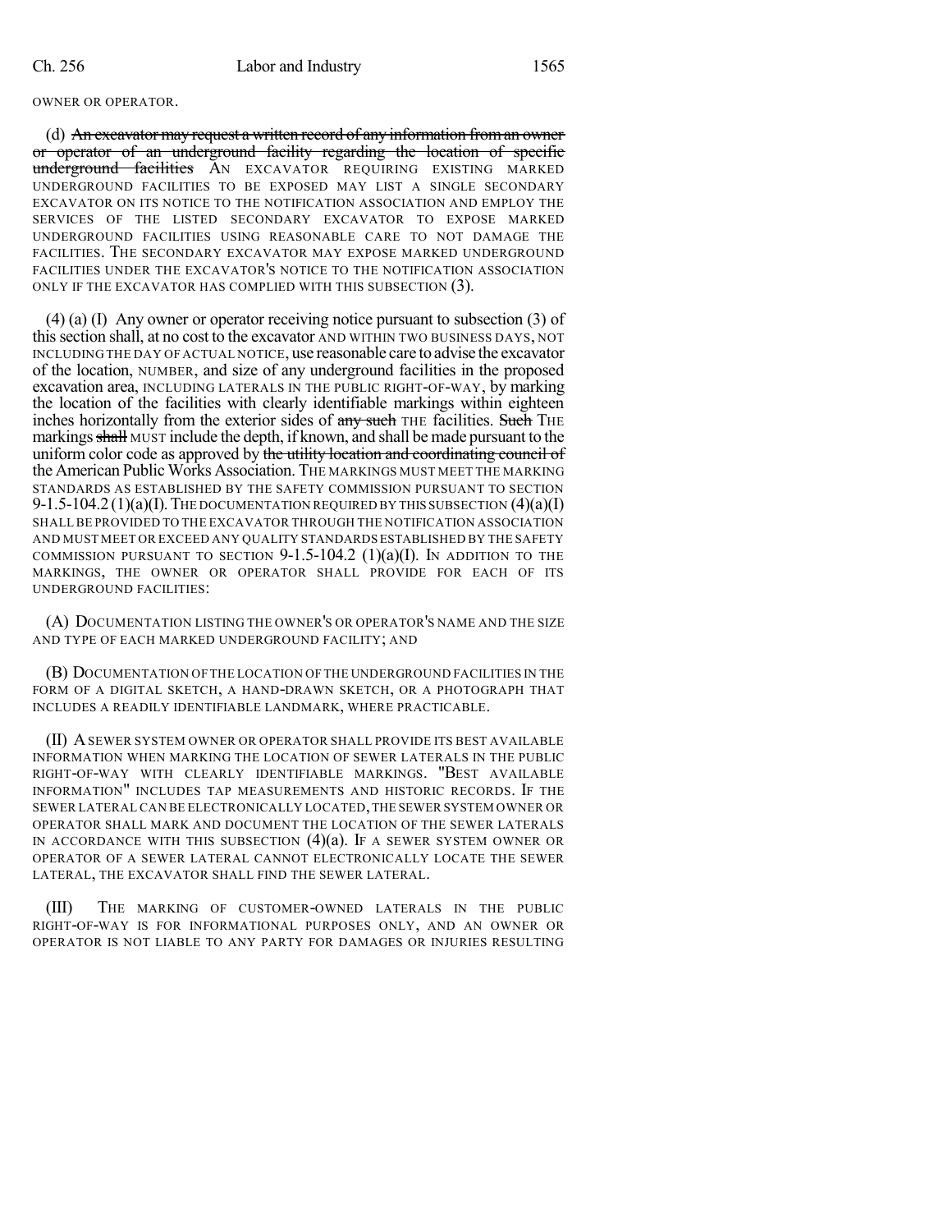OWNER OR OPERATOR.

(d) ~~An excavator may request a written record of any information from an owner or operator of an underground facility regarding the location of specific underground facilities~~ AN EXCAVATOR REQUIRING EXISTING MARKED UNDERGROUND FACILITIES TO BE EXPOSED MAY LIST A SINGLE SECONDARY EXCAVATOR ON ITS NOTICE TO THE NOTIFICATION ASSOCIATION AND EMPLOY THE SERVICES OF THE LISTED SECONDARY EXCAVATOR TO EXPOSE MARKED UNDERGROUND FACILITIES USING REASONABLE CARE TO NOT DAMAGE THE FACILITIES. THE SECONDARY EXCAVATOR MAY EXPOSE MARKED UNDERGROUND FACILITIES UNDER THE EXCAVATOR'S NOTICE TO THE NOTIFICATION ASSOCIATION ONLY IF THE EXCAVATOR HAS COMPLIED WITH THIS SUBSECTION (3).

(4) (a) (I) Any owner or operator receiving notice pursuant to subsection (3) of this section shall, at no cost to the excavator AND WITHIN TWO BUSINESS DAYS, NOT INCLUDING THE DAY OF ACTUAL NOTICE, use reasonable care to advise the excavator of the location, NUMBER, and size of any underground facilities in the proposed excavation area, INCLUDING LATERALS IN THE PUBLIC RIGHT-OF-WAY, by marking the location of the facilities with clearly identifiable markings within eighteen inches horizontally from the exterior sides of ~~any such~~ THE facilities. ~~Such~~ THE markings ~~shall~~ MUST include the depth, if known, and shall be made pursuant to the uniform color code as approved by ~~the utility location and coordinating council of~~ the American Public Works Association. THE MARKINGS MUST MEET THE MARKING STANDARDS AS ESTABLISHED BY THE SAFETY COMMISSION PURSUANT TO SECTION 9-1.5-104.2 (1)(a)(I). THE DOCUMENTATION REQUIRED BY THIS SUBSECTION (4)(a)(I) SHALL BE PROVIDED TO THE EXCAVATOR THROUGH THE NOTIFICATION ASSOCIATION AND MUST MEET OR EXCEED ANY QUALITY STANDARDS ESTABLISHED BY THE SAFETY COMMISSION PURSUANT TO SECTION 9-1.5-104.2 (1)(a)(I). IN ADDITION TO THE MARKINGS, THE OWNER OR OPERATOR SHALL PROVIDE FOR EACH OF ITS UNDERGROUND FACILITIES:

(A) DOCUMENTATION LISTING THE OWNER'S OR OPERATOR'S NAME AND THE SIZE AND TYPE OF EACH MARKED UNDERGROUND FACILITY; AND

(B) DOCUMENTATION OF THE LOCATION OF THE UNDERGROUND FACILITIES IN THE FORM OF A DIGITAL SKETCH, A HAND-DRAWN SKETCH, OR A PHOTOGRAPH THAT INCLUDES A READILY IDENTIFIABLE LANDMARK, WHERE PRACTICABLE.

(II) A SEWER SYSTEM OWNER OR OPERATOR SHALL PROVIDE ITS BEST AVAILABLE INFORMATION WHEN MARKING THE LOCATION OF SEWER LATERALS IN THE PUBLIC RIGHT-OF-WAY WITH CLEARLY IDENTIFIABLE MARKINGS. "BEST AVAILABLE INFORMATION" INCLUDES TAP MEASUREMENTS AND HISTORIC RECORDS. IF THE SEWER LATERAL CAN BE ELECTRONICALLY LOCATED, THE SEWER SYSTEM OWNER OR OPERATOR SHALL MARK AND DOCUMENT THE LOCATION OF THE SEWER LATERALS IN ACCORDANCE WITH THIS SUBSECTION (4)(a). IF A SEWER SYSTEM OWNER OR OPERATOR OF A SEWER LATERAL CANNOT ELECTRONICALLY LOCATE THE SEWER LATERAL, THE EXCAVATOR SHALL FIND THE SEWER LATERAL.

(III) THE MARKING OF CUSTOMER-OWNED LATERALS IN THE PUBLIC RIGHT-OF-WAY IS FOR INFORMATIONAL PURPOSES ONLY, AND AN OWNER OR OPERATOR IS NOT LIABLE TO ANY PARTY FOR DAMAGES OR INJURIES RESULTING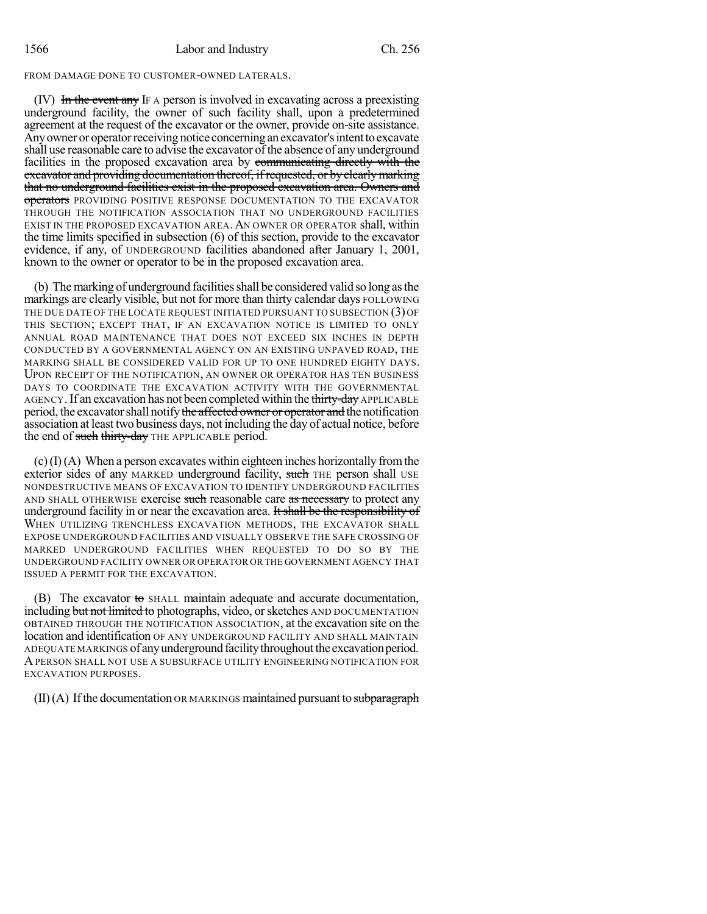FROM DAMAGE DONE TO CUSTOMER-OWNED LATERALS.

(IV) ~~In the event any~~ IF A person is involved in excavating across a preexisting underground facility, the owner of such facility shall, upon a predetermined agreement at the request of the excavator or the owner, provide on-site assistance. Any owner or operator receiving notice concerning an excavator's intent to excavate shall use reasonable care to advise the excavator of the absence of any underground facilities in the proposed excavation area by ~~communicating directly with the excavator and providing documentation thereof, if requested, or by clearly marking that no underground facilities exist in the proposed excavation area. Owners and operators~~ PROVIDING POSITIVE RESPONSE DOCUMENTATION TO THE EXCAVATOR THROUGH THE NOTIFICATION ASSOCIATION THAT NO UNDERGROUND FACILITIES EXIST IN THE PROPOSED EXCAVATION AREA. AN OWNER OR OPERATOR shall, within the time limits specified in subsection (6) of this section, provide to the excavator evidence, if any, of UNDERGROUND facilities abandoned after January 1, 2001, known to the owner or operator to be in the proposed excavation area.

(b) The marking of underground facilities shall be considered valid so long as the markings are clearly visible, but not for more than thirty calendar days FOLLOWING THE DUE DATE OF THE LOCATE REQUEST INITIATED PURSUANT TO SUBSECTION (3) OF THIS SECTION; EXCEPT THAT, IF AN EXCAVATION NOTICE IS LIMITED TO ONLY ANNUAL ROAD MAINTENANCE THAT DOES NOT EXCEED SIX INCHES IN DEPTH CONDUCTED BY A GOVERNMENTAL AGENCY ON AN EXISTING UNPAVED ROAD, THE MARKING SHALL BE CONSIDERED VALID FOR UP TO ONE HUNDRED EIGHTY DAYS. UPON RECEIPT OF THE NOTIFICATION, AN OWNER OR OPERATOR HAS TEN BUSINESS DAYS TO COORDINATE THE EXCAVATION ACTIVITY WITH THE GOVERNMENTAL AGENCY. If an excavation has not been completed within the ~~thirty-day~~ APPLICABLE period, the excavator shall notify ~~the affected owner or operator and~~ the notification association at least two business days, not including the day of actual notice, before the end of ~~such thirty-day~~ THE APPLICABLE period.

(c) (I) (A) When a person excavates within eighteen inches horizontally from the exterior sides of any MARKED underground facility, ~~such~~ THE person shall USE NONDESTRUCTIVE MEANS OF EXCAVATION TO IDENTIFY UNDERGROUND FACILITIES AND SHALL OTHERWISE exercise ~~such~~ reasonable care ~~as necessary~~ to protect any underground facility in or near the excavation area. ~~It shall be the responsibility of~~ WHEN UTILIZING TRENCHLESS EXCAVATION METHODS, THE EXCAVATOR SHALL EXPOSE UNDERGROUND FACILITIES AND VISUALLY OBSERVE THE SAFE CROSSING OF MARKED UNDERGROUND FACILITIES WHEN REQUESTED TO DO SO BY THE UNDERGROUND FACILITY OWNER OR OPERATOR OR THE GOVERNMENT AGENCY THAT ISSUED A PERMIT FOR THE EXCAVATION.

(B) The excavator ~~to~~ SHALL maintain adequate and accurate documentation, including ~~but not limited to~~ photographs, video, or sketches AND DOCUMENTATION OBTAINED THROUGH THE NOTIFICATION ASSOCIATION, at the excavation site on the location and identification OF ANY UNDERGROUND FACILITY AND SHALL MAINTAIN ADEQUATE MARKINGS of any underground facility throughout the excavation period. A PERSON SHALL NOT USE A SUBSURFACE UTILITY ENGINEERING NOTIFICATION FOR EXCAVATION PURPOSES.

(II) (A) If the documentation OR MARKINGS maintained pursuant to ~~subparagraph~~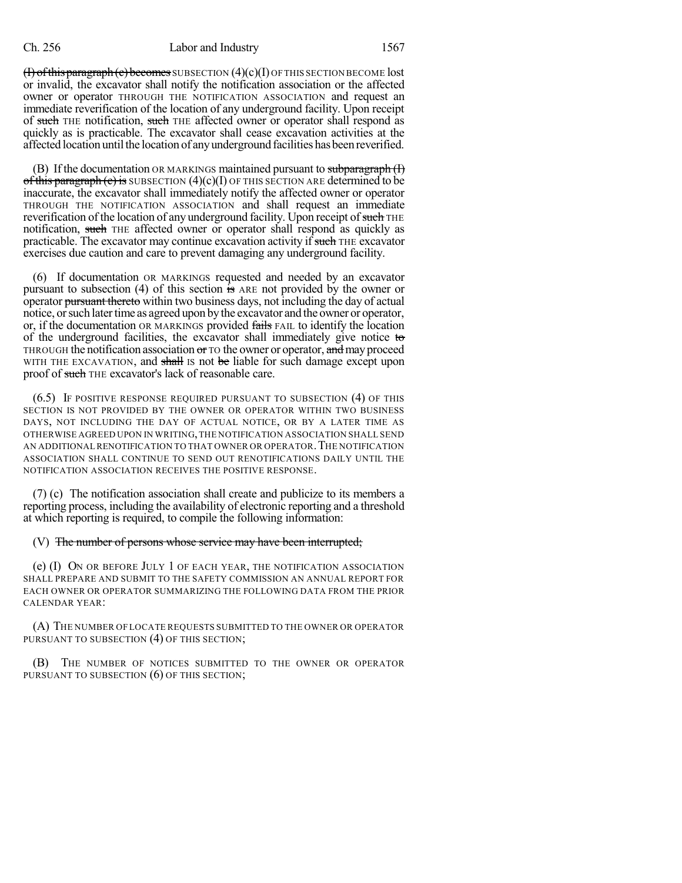(I) of this paragraph (c) becomes SUBSECTION (4)(c)(I) OF THIS SECTION BECOME lost or invalid, the excavator shall notify the notification association or the affected owner or operator THROUGH THE NOTIFICATION ASSOCIATION and request an immediate reverification of the location of any underground facility. Upon receipt of such THE notification, such THE affected owner or operator shall respond as quickly as is practicable. The excavator shall cease excavation activities at the affected location until the location of any underground facilities has been reverified.

(B) If the documentation OR MARKINGS maintained pursuant to subparagraph (I) of this paragraph (c) is SUBSECTION (4)(c)(I) OF THIS SECTION ARE determined to be inaccurate, the excavator shall immediately notify the affected owner or operator THROUGH THE NOTIFICATION ASSOCIATION and shall request an immediate reverification of the location of any underground facility. Upon receipt of such THE notification, such THE affected owner or operator shall respond as quickly as practicable. The excavator may continue excavation activity if such THE excavator exercises due caution and care to prevent damaging any underground facility.

(6) If documentation OR MARKINGS requested and needed by an excavator pursuant to subsection (4) of this section is ARE not provided by the owner or operator pursuant thereto within two business days, not including the day of actual notice, or such later time as agreed upon by the excavator and the owner or operator, or, if the documentation OR MARKINGS provided fails FAIL to identify the location of the underground facilities, the excavator shall immediately give notice to THROUGH the notification association or TO the owner or operator, and may proceed WITH THE EXCAVATION, and shall IS not be liable for such damage except upon proof of such THE excavator's lack of reasonable care.

(6.5) IF POSITIVE RESPONSE REQUIRED PURSUANT TO SUBSECTION (4) OF THIS SECTION IS NOT PROVIDED BY THE OWNER OR OPERATOR WITHIN TWO BUSINESS DAYS, NOT INCLUDING THE DAY OF ACTUAL NOTICE, OR BY A LATER TIME AS OTHERWISE AGREED UPON IN WRITING, THE NOTIFICATION ASSOCIATION SHALL SEND AN ADDITIONAL RENOTIFICATION TO THAT OWNER OR OPERATOR. THE NOTIFICATION ASSOCIATION SHALL CONTINUE TO SEND OUT RENOTIFICATIONS DAILY UNTIL THE NOTIFICATION ASSOCIATION RECEIVES THE POSITIVE RESPONSE.

(7) (c) The notification association shall create and publicize to its members a reporting process, including the availability of electronic reporting and a threshold at which reporting is required, to compile the following information:

(V) The number of persons whose service may have been interrupted;

(e) (I) ON OR BEFORE JULY 1 OF EACH YEAR, THE NOTIFICATION ASSOCIATION SHALL PREPARE AND SUBMIT TO THE SAFETY COMMISSION AN ANNUAL REPORT FOR EACH OWNER OR OPERATOR SUMMARIZING THE FOLLOWING DATA FROM THE PRIOR CALENDAR YEAR:

(A) THE NUMBER OF LOCATE REQUESTS SUBMITTED TO THE OWNER OR OPERATOR PURSUANT TO SUBSECTION (4) OF THIS SECTION;

(B) THE NUMBER OF NOTICES SUBMITTED TO THE OWNER OR OPERATOR PURSUANT TO SUBSECTION (6) OF THIS SECTION;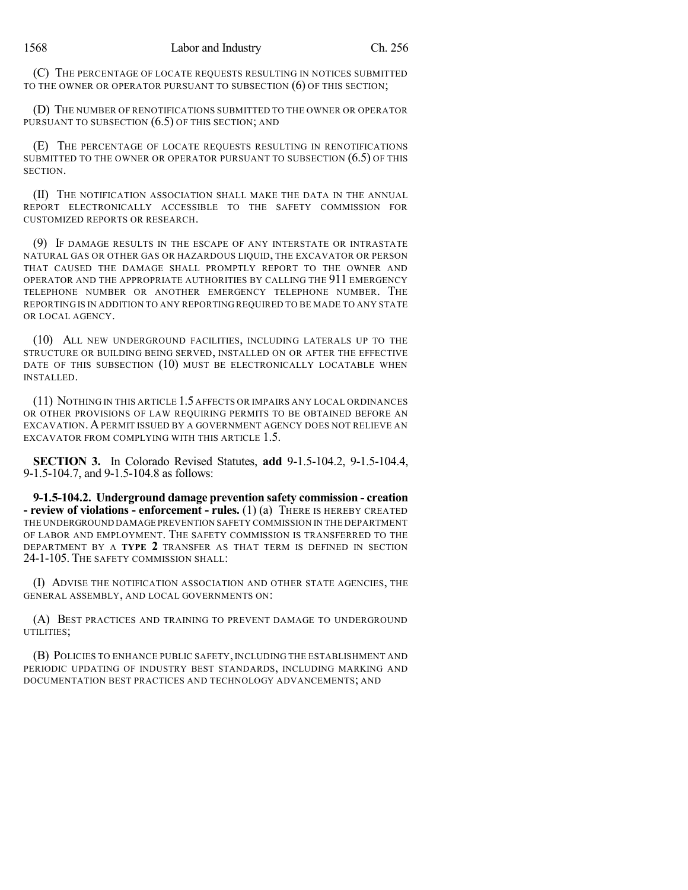(C) THE PERCENTAGE OF LOCATE REQUESTS RESULTING IN NOTICES SUBMITTED TO THE OWNER OR OPERATOR PURSUANT TO SUBSECTION (6) OF THIS SECTION;

(D) THE NUMBER OF RENOTIFICATIONS SUBMITTED TO THE OWNER OR OPERATOR PURSUANT TO SUBSECTION (6.5) OF THIS SECTION; AND

(E) THE PERCENTAGE OF LOCATE REQUESTS RESULTING IN RENOTIFICATIONS SUBMITTED TO THE OWNER OR OPERATOR PURSUANT TO SUBSECTION (6.5) OF THIS SECTION.

(II) THE NOTIFICATION ASSOCIATION SHALL MAKE THE DATA IN THE ANNUAL REPORT ELECTRONICALLY ACCESSIBLE TO THE SAFETY COMMISSION FOR CUSTOMIZED REPORTS OR RESEARCH.

(9) IF DAMAGE RESULTS IN THE ESCAPE OF ANY INTERSTATE OR INTRASTATE NATURAL GAS OR OTHER GAS OR HAZARDOUS LIQUID, THE EXCAVATOR OR PERSON THAT CAUSED THE DAMAGE SHALL PROMPTLY REPORT TO THE OWNER AND OPERATOR AND THE APPROPRIATE AUTHORITIES BY CALLING THE 911 EMERGENCY TELEPHONE NUMBER OR ANOTHER EMERGENCY TELEPHONE NUMBER. THE REPORTING IS IN ADDITION TO ANY REPORTING REQUIRED TO BE MADE TO ANY STATE OR LOCAL AGENCY.

(10) ALL NEW UNDERGROUND FACILITIES, INCLUDING LATERALS UP TO THE STRUCTURE OR BUILDING BEING SERVED, INSTALLED ON OR AFTER THE EFFECTIVE DATE OF THIS SUBSECTION (10) MUST BE ELECTRONICALLY LOCATABLE WHEN INSTALLED.

(11) NOTHING IN THIS ARTICLE 1.5 AFFECTS OR IMPAIRS ANY LOCAL ORDINANCES OR OTHER PROVISIONS OF LAW REQUIRING PERMITS TO BE OBTAINED BEFORE AN EXCAVATION. A PERMIT ISSUED BY A GOVERNMENT AGENCY DOES NOT RELIEVE AN EXCAVATOR FROM COMPLYING WITH THIS ARTICLE 1.5.

**SECTION 3.** In Colorado Revised Statutes, **add** 9-1.5-104.2, 9-1.5-104.4, 9-1.5-104.7, and 9-1.5-104.8 as follows:

**9-1.5-104.2. Underground damage prevention safety commission - creation - review of violations - enforcement - rules.** (1) (a) THERE IS HEREBY CREATED THE UNDERGROUND DAMAGE PREVENTION SAFETY COMMISSION IN THE DEPARTMENT OF LABOR AND EMPLOYMENT. THE SAFETY COMMISSION IS TRANSFERRED TO THE DEPARTMENT BY A **TYPE 2** TRANSFER AS THAT TERM IS DEFINED IN SECTION 24-1-105. THE SAFETY COMMISSION SHALL:

(I) ADVISE THE NOTIFICATION ASSOCIATION AND OTHER STATE AGENCIES, THE GENERAL ASSEMBLY, AND LOCAL GOVERNMENTS ON:

(A) BEST PRACTICES AND TRAINING TO PREVENT DAMAGE TO UNDERGROUND UTILITIES;

(B) POLICIES TO ENHANCE PUBLIC SAFETY, INCLUDING THE ESTABLISHMENT AND PERIODIC UPDATING OF INDUSTRY BEST STANDARDS, INCLUDING MARKING AND DOCUMENTATION BEST PRACTICES AND TECHNOLOGY ADVANCEMENTS; AND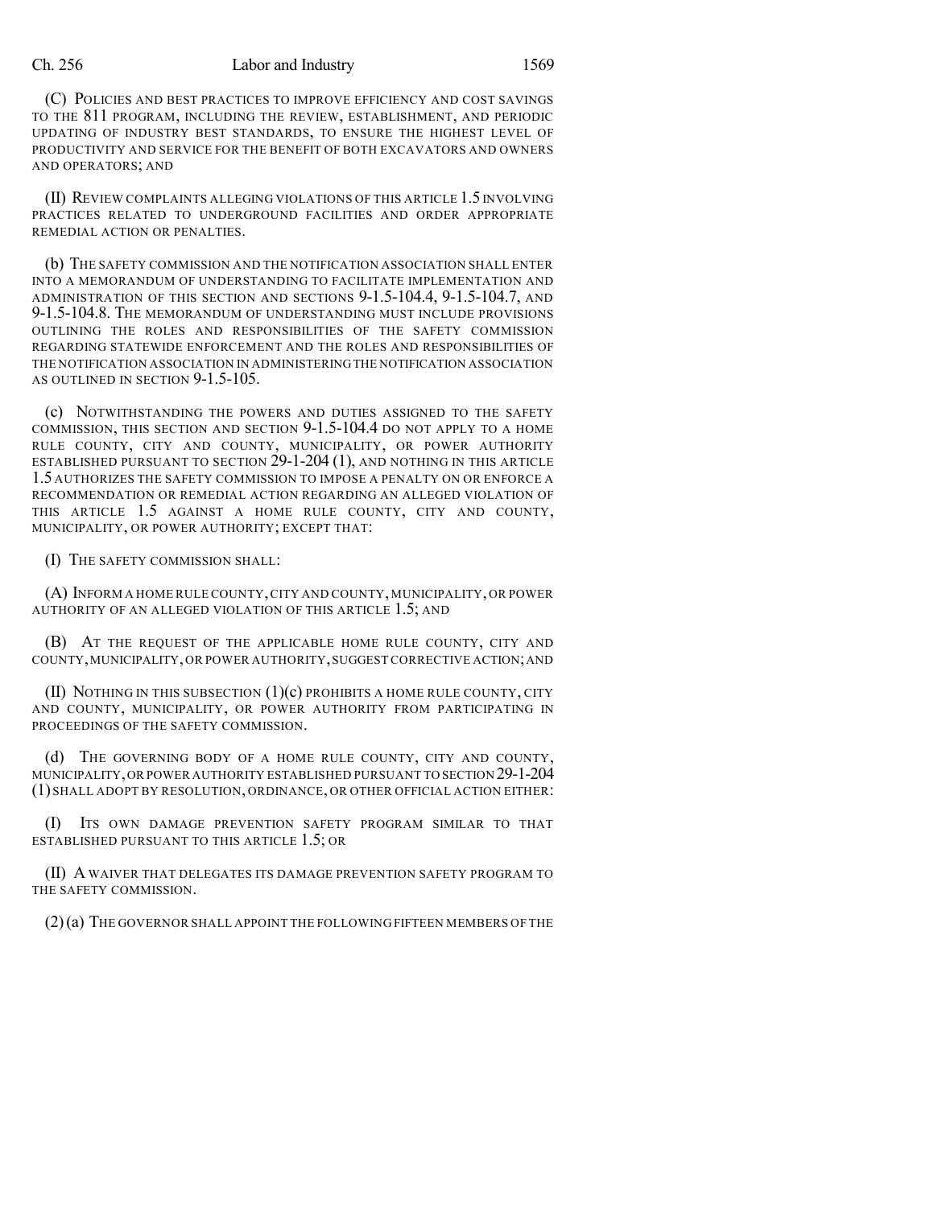(C) POLICIES AND BEST PRACTICES TO IMPROVE EFFICIENCY AND COST SAVINGS TO THE 811 PROGRAM, INCLUDING THE REVIEW, ESTABLISHMENT, AND PERIODIC UPDATING OF INDUSTRY BEST STANDARDS, TO ENSURE THE HIGHEST LEVEL OF PRODUCTIVITY AND SERVICE FOR THE BENEFIT OF BOTH EXCAVATORS AND OWNERS AND OPERATORS; AND

(II) REVIEW COMPLAINTS ALLEGING VIOLATIONS OF THIS ARTICLE 1.5 INVOLVING PRACTICES RELATED TO UNDERGROUND FACILITIES AND ORDER APPROPRIATE REMEDIAL ACTION OR PENALTIES.

(b) THE SAFETY COMMISSION AND THE NOTIFICATION ASSOCIATION SHALL ENTER INTO A MEMORANDUM OF UNDERSTANDING TO FACILITATE IMPLEMENTATION AND ADMINISTRATION OF THIS SECTION AND SECTIONS 9-1.5-104.4, 9-1.5-104.7, AND 9-1.5-104.8. THE MEMORANDUM OF UNDERSTANDING MUST INCLUDE PROVISIONS OUTLINING THE ROLES AND RESPONSIBILITIES OF THE SAFETY COMMISSION REGARDING STATEWIDE ENFORCEMENT AND THE ROLES AND RESPONSIBILITIES OF THE NOTIFICATION ASSOCIATION IN ADMINISTERING THE NOTIFICATION ASSOCIATION AS OUTLINED IN SECTION 9-1.5-105.

(c) NOTWITHSTANDING THE POWERS AND DUTIES ASSIGNED TO THE SAFETY COMMISSION, THIS SECTION AND SECTION 9-1.5-104.4 DO NOT APPLY TO A HOME RULE COUNTY, CITY AND COUNTY, MUNICIPALITY, OR POWER AUTHORITY ESTABLISHED PURSUANT TO SECTION 29-1-204 (1), AND NOTHING IN THIS ARTICLE 1.5 AUTHORIZES THE SAFETY COMMISSION TO IMPOSE A PENALTY ON OR ENFORCE A RECOMMENDATION OR REMEDIAL ACTION REGARDING AN ALLEGED VIOLATION OF THIS ARTICLE 1.5 AGAINST A HOME RULE COUNTY, CITY AND COUNTY, MUNICIPALITY, OR POWER AUTHORITY; EXCEPT THAT:

(I) THE SAFETY COMMISSION SHALL:

(A) INFORM A HOME RULE COUNTY, CITY AND COUNTY, MUNICIPALITY, OR POWER AUTHORITY OF AN ALLEGED VIOLATION OF THIS ARTICLE 1.5; AND

(B) AT THE REQUEST OF THE APPLICABLE HOME RULE COUNTY, CITY AND COUNTY, MUNICIPALITY, OR POWER AUTHORITY, SUGGEST CORRECTIVE ACTION; AND

(II) NOTHING IN THIS SUBSECTION (1)(c) PROHIBITS A HOME RULE COUNTY, CITY AND COUNTY, MUNICIPALITY, OR POWER AUTHORITY FROM PARTICIPATING IN PROCEEDINGS OF THE SAFETY COMMISSION.

(d) THE GOVERNING BODY OF A HOME RULE COUNTY, CITY AND COUNTY, MUNICIPALITY, OR POWER AUTHORITY ESTABLISHED PURSUANT TO SECTION 29-1-204 (1) SHALL ADOPT BY RESOLUTION, ORDINANCE, OR OTHER OFFICIAL ACTION EITHER:

(I) ITS OWN DAMAGE PREVENTION SAFETY PROGRAM SIMILAR TO THAT ESTABLISHED PURSUANT TO THIS ARTICLE 1.5; OR

(II) A WAIVER THAT DELEGATES ITS DAMAGE PREVENTION SAFETY PROGRAM TO THE SAFETY COMMISSION.

(2) (a) THE GOVERNOR SHALL APPOINT THE FOLLOWING FIFTEEN MEMBERS OF THE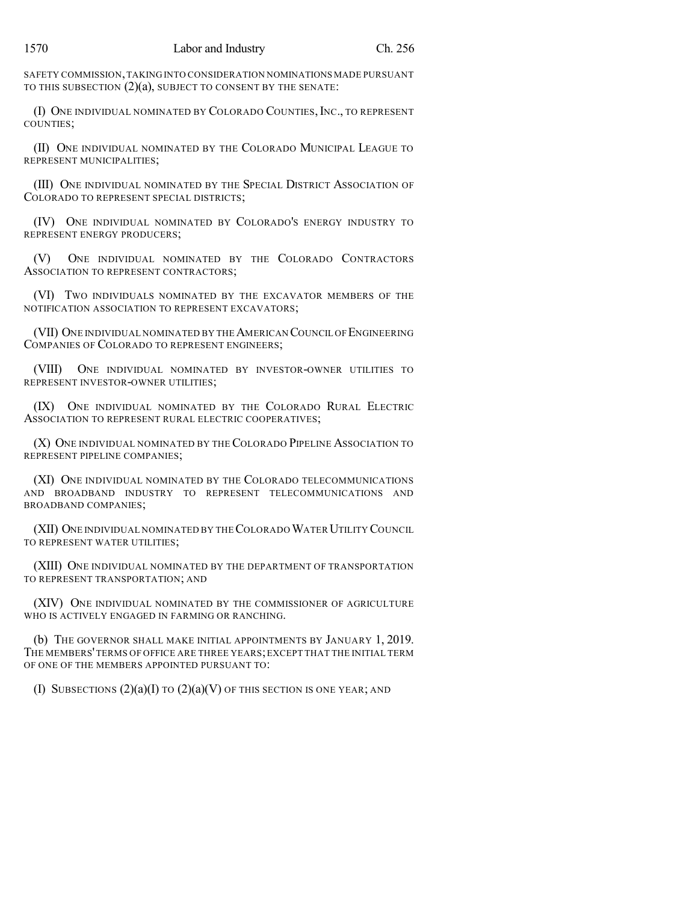SAFETY COMMISSION, TAKING INTO CONSIDERATION NOMINATIONS MADE PURSUANT TO THIS SUBSECTION (2)(a), SUBJECT TO CONSENT BY THE SENATE:

(I) ONE INDIVIDUAL NOMINATED BY COLORADO COUNTIES, INC., TO REPRESENT COUNTIES;

(II) ONE INDIVIDUAL NOMINATED BY THE COLORADO MUNICIPAL LEAGUE TO REPRESENT MUNICIPALITIES;

(III) ONE INDIVIDUAL NOMINATED BY THE SPECIAL DISTRICT ASSOCIATION OF COLORADO TO REPRESENT SPECIAL DISTRICTS;

(IV) ONE INDIVIDUAL NOMINATED BY COLORADO'S ENERGY INDUSTRY TO REPRESENT ENERGY PRODUCERS;

(V) ONE INDIVIDUAL NOMINATED BY THE COLORADO CONTRACTORS ASSOCIATION TO REPRESENT CONTRACTORS;

(VI) TWO INDIVIDUALS NOMINATED BY THE EXCAVATOR MEMBERS OF THE NOTIFICATION ASSOCIATION TO REPRESENT EXCAVATORS;

(VII) ONE INDIVIDUAL NOMINATED BY THE AMERICAN COUNCIL OF ENGINEERING COMPANIES OF COLORADO TO REPRESENT ENGINEERS;

(VIII) ONE INDIVIDUAL NOMINATED BY INVESTOR-OWNER UTILITIES TO REPRESENT INVESTOR-OWNER UTILITIES;

(IX) ONE INDIVIDUAL NOMINATED BY THE COLORADO RURAL ELECTRIC ASSOCIATION TO REPRESENT RURAL ELECTRIC COOPERATIVES;

(X) ONE INDIVIDUAL NOMINATED BY THE COLORADO PIPELINE ASSOCIATION TO REPRESENT PIPELINE COMPANIES;

(XI) ONE INDIVIDUAL NOMINATED BY THE COLORADO TELECOMMUNICATIONS AND BROADBAND INDUSTRY TO REPRESENT TELECOMMUNICATIONS AND BROADBAND COMPANIES;

(XII) ONE INDIVIDUAL NOMINATED BY THE COLORADO WATER UTILITY COUNCIL TO REPRESENT WATER UTILITIES;

(XIII) ONE INDIVIDUAL NOMINATED BY THE DEPARTMENT OF TRANSPORTATION TO REPRESENT TRANSPORTATION; AND

(XIV) ONE INDIVIDUAL NOMINATED BY THE COMMISSIONER OF AGRICULTURE WHO IS ACTIVELY ENGAGED IN FARMING OR RANCHING.

(b) THE GOVERNOR SHALL MAKE INITIAL APPOINTMENTS BY JANUARY 1, 2019. THE MEMBERS' TERMS OF OFFICE ARE THREE YEARS; EXCEPT THAT THE INITIAL TERM OF ONE OF THE MEMBERS APPOINTED PURSUANT TO:

(I) SUBSECTIONS (2)(a)(I) TO (2)(a)(V) OF THIS SECTION IS ONE YEAR; AND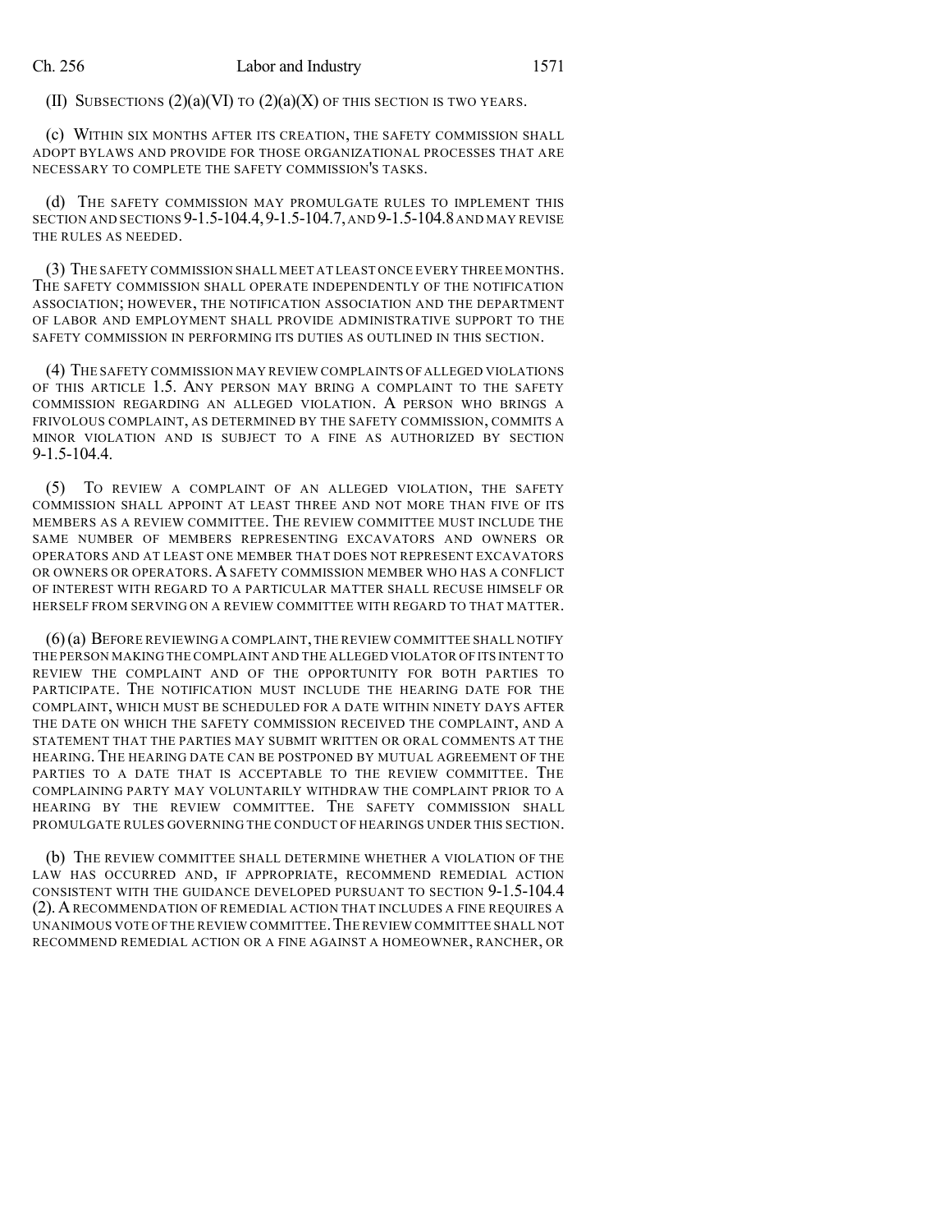(II) SUBSECTIONS (2)(a)(VI) TO (2)(a)(X) OF THIS SECTION IS TWO YEARS.

(c) WITHIN SIX MONTHS AFTER ITS CREATION, THE SAFETY COMMISSION SHALL ADOPT BYLAWS AND PROVIDE FOR THOSE ORGANIZATIONAL PROCESSES THAT ARE NECESSARY TO COMPLETE THE SAFETY COMMISSION'S TASKS.

(d) THE SAFETY COMMISSION MAY PROMULGATE RULES TO IMPLEMENT THIS SECTION AND SECTIONS 9-1.5-104.4, 9-1.5-104.7, AND 9-1.5-104.8 AND MAY REVISE THE RULES AS NEEDED.

(3) THE SAFETY COMMISSION SHALL MEET AT LEAST ONCE EVERY THREE MONTHS. THE SAFETY COMMISSION SHALL OPERATE INDEPENDENTLY OF THE NOTIFICATION ASSOCIATION; HOWEVER, THE NOTIFICATION ASSOCIATION AND THE DEPARTMENT OF LABOR AND EMPLOYMENT SHALL PROVIDE ADMINISTRATIVE SUPPORT TO THE SAFETY COMMISSION IN PERFORMING ITS DUTIES AS OUTLINED IN THIS SECTION.

(4) THE SAFETY COMMISSION MAY REVIEW COMPLAINTS OF ALLEGED VIOLATIONS OF THIS ARTICLE 1.5. ANY PERSON MAY BRING A COMPLAINT TO THE SAFETY COMMISSION REGARDING AN ALLEGED VIOLATION. A PERSON WHO BRINGS A FRIVOLOUS COMPLAINT, AS DETERMINED BY THE SAFETY COMMISSION, COMMITS A MINOR VIOLATION AND IS SUBJECT TO A FINE AS AUTHORIZED BY SECTION 9-1.5-104.4.

(5) TO REVIEW A COMPLAINT OF AN ALLEGED VIOLATION, THE SAFETY COMMISSION SHALL APPOINT AT LEAST THREE AND NOT MORE THAN FIVE OF ITS MEMBERS AS A REVIEW COMMITTEE. THE REVIEW COMMITTEE MUST INCLUDE THE SAME NUMBER OF MEMBERS REPRESENTING EXCAVATORS AND OWNERS OR OPERATORS AND AT LEAST ONE MEMBER THAT DOES NOT REPRESENT EXCAVATORS OR OWNERS OR OPERATORS. A SAFETY COMMISSION MEMBER WHO HAS A CONFLICT OF INTEREST WITH REGARD TO A PARTICULAR MATTER SHALL RECUSE HIMSELF OR HERSELF FROM SERVING ON A REVIEW COMMITTEE WITH REGARD TO THAT MATTER.

(6) (a) BEFORE REVIEWING A COMPLAINT, THE REVIEW COMMITTEE SHALL NOTIFY THE PERSON MAKING THE COMPLAINT AND THE ALLEGED VIOLATOR OF ITS INTENT TO REVIEW THE COMPLAINT AND OF THE OPPORTUNITY FOR BOTH PARTIES TO PARTICIPATE. THE NOTIFICATION MUST INCLUDE THE HEARING DATE FOR THE COMPLAINT, WHICH MUST BE SCHEDULED FOR A DATE WITHIN NINETY DAYS AFTER THE DATE ON WHICH THE SAFETY COMMISSION RECEIVED THE COMPLAINT, AND A STATEMENT THAT THE PARTIES MAY SUBMIT WRITTEN OR ORAL COMMENTS AT THE HEARING. THE HEARING DATE CAN BE POSTPONED BY MUTUAL AGREEMENT OF THE PARTIES TO A DATE THAT IS ACCEPTABLE TO THE REVIEW COMMITTEE. THE COMPLAINING PARTY MAY VOLUNTARILY WITHDRAW THE COMPLAINT PRIOR TO A HEARING BY THE REVIEW COMMITTEE. THE SAFETY COMMISSION SHALL PROMULGATE RULES GOVERNING THE CONDUCT OF HEARINGS UNDER THIS SECTION.

(b) THE REVIEW COMMITTEE SHALL DETERMINE WHETHER A VIOLATION OF THE LAW HAS OCCURRED AND, IF APPROPRIATE, RECOMMEND REMEDIAL ACTION CONSISTENT WITH THE GUIDANCE DEVELOPED PURSUANT TO SECTION 9-1.5-104.4 (2). A RECOMMENDATION OF REMEDIAL ACTION THAT INCLUDES A FINE REQUIRES A UNANIMOUS VOTE OF THE REVIEW COMMITTEE. THE REVIEW COMMITTEE SHALL NOT RECOMMEND REMEDIAL ACTION OR A FINE AGAINST A HOMEOWNER, RANCHER, OR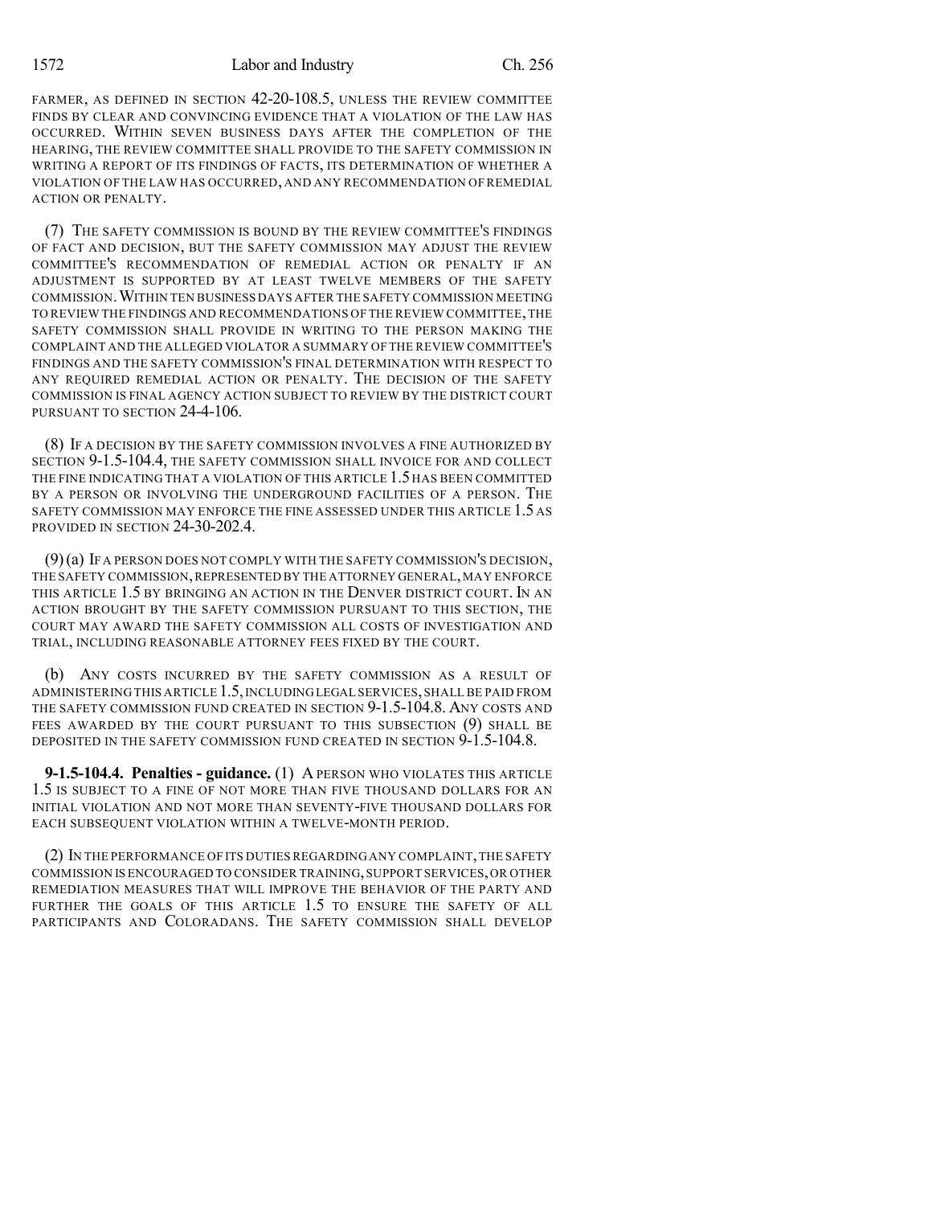FARMER, AS DEFINED IN SECTION 42-20-108.5, UNLESS THE REVIEW COMMITTEE FINDS BY CLEAR AND CONVINCING EVIDENCE THAT A VIOLATION OF THE LAW HAS OCCURRED. WITHIN SEVEN BUSINESS DAYS AFTER THE COMPLETION OF THE HEARING, THE REVIEW COMMITTEE SHALL PROVIDE TO THE SAFETY COMMISSION IN WRITING A REPORT OF ITS FINDINGS OF FACTS, ITS DETERMINATION OF WHETHER A VIOLATION OF THE LAW HAS OCCURRED, AND ANY RECOMMENDATION OF REMEDIAL ACTION OR PENALTY.

(7) THE SAFETY COMMISSION IS BOUND BY THE REVIEW COMMITTEE'S FINDINGS OF FACT AND DECISION, BUT THE SAFETY COMMISSION MAY ADJUST THE REVIEW COMMITTEE'S RECOMMENDATION OF REMEDIAL ACTION OR PENALTY IF AN ADJUSTMENT IS SUPPORTED BY AT LEAST TWELVE MEMBERS OF THE SAFETY COMMISSION. WITHIN TEN BUSINESS DAYS AFTER THE SAFETY COMMISSION MEETING TO REVIEW THE FINDINGS AND RECOMMENDATIONS OF THE REVIEW COMMITTEE, THE SAFETY COMMISSION SHALL PROVIDE IN WRITING TO THE PERSON MAKING THE COMPLAINT AND THE ALLEGED VIOLATOR A SUMMARY OF THE REVIEW COMMITTEE'S FINDINGS AND THE SAFETY COMMISSION'S FINAL DETERMINATION WITH RESPECT TO ANY REQUIRED REMEDIAL ACTION OR PENALTY. THE DECISION OF THE SAFETY COMMISSION IS FINAL AGENCY ACTION SUBJECT TO REVIEW BY THE DISTRICT COURT PURSUANT TO SECTION 24-4-106.

(8) IF A DECISION BY THE SAFETY COMMISSION INVOLVES A FINE AUTHORIZED BY SECTION 9-1.5-104.4, THE SAFETY COMMISSION SHALL INVOICE FOR AND COLLECT THE FINE INDICATING THAT A VIOLATION OF THIS ARTICLE 1.5 HAS BEEN COMMITTED BY A PERSON OR INVOLVING THE UNDERGROUND FACILITIES OF A PERSON. THE SAFETY COMMISSION MAY ENFORCE THE FINE ASSESSED UNDER THIS ARTICLE 1.5 AS PROVIDED IN SECTION 24-30-202.4.

(9) (a) IF A PERSON DOES NOT COMPLY WITH THE SAFETY COMMISSION'S DECISION, THE SAFETY COMMISSION, REPRESENTED BY THE ATTORNEY GENERAL, MAY ENFORCE THIS ARTICLE 1.5 BY BRINGING AN ACTION IN THE DENVER DISTRICT COURT. IN AN ACTION BROUGHT BY THE SAFETY COMMISSION PURSUANT TO THIS SECTION, THE COURT MAY AWARD THE SAFETY COMMISSION ALL COSTS OF INVESTIGATION AND TRIAL, INCLUDING REASONABLE ATTORNEY FEES FIXED BY THE COURT.

(b) ANY COSTS INCURRED BY THE SAFETY COMMISSION AS A RESULT OF ADMINISTERING THIS ARTICLE 1.5, INCLUDING LEGAL SERVICES, SHALL BE PAID FROM THE SAFETY COMMISSION FUND CREATED IN SECTION 9-1.5-104.8. ANY COSTS AND FEES AWARDED BY THE COURT PURSUANT TO THIS SUBSECTION (9) SHALL BE DEPOSITED IN THE SAFETY COMMISSION FUND CREATED IN SECTION 9-1.5-104.8.

**9-1.5-104.4. Penalties - guidance.** (1) A PERSON WHO VIOLATES THIS ARTICLE 1.5 IS SUBJECT TO A FINE OF NOT MORE THAN FIVE THOUSAND DOLLARS FOR AN INITIAL VIOLATION AND NOT MORE THAN SEVENTY-FIVE THOUSAND DOLLARS FOR EACH SUBSEQUENT VIOLATION WITHIN A TWELVE-MONTH PERIOD.

(2) IN THE PERFORMANCE OF ITS DUTIES REGARDING ANY COMPLAINT, THE SAFETY COMMISSION IS ENCOURAGED TO CONSIDER TRAINING, SUPPORT SERVICES, OR OTHER REMEDIATION MEASURES THAT WILL IMPROVE THE BEHAVIOR OF THE PARTY AND FURTHER THE GOALS OF THIS ARTICLE 1.5 TO ENSURE THE SAFETY OF ALL PARTICIPANTS AND COLORADANS. THE SAFETY COMMISSION SHALL DEVELOP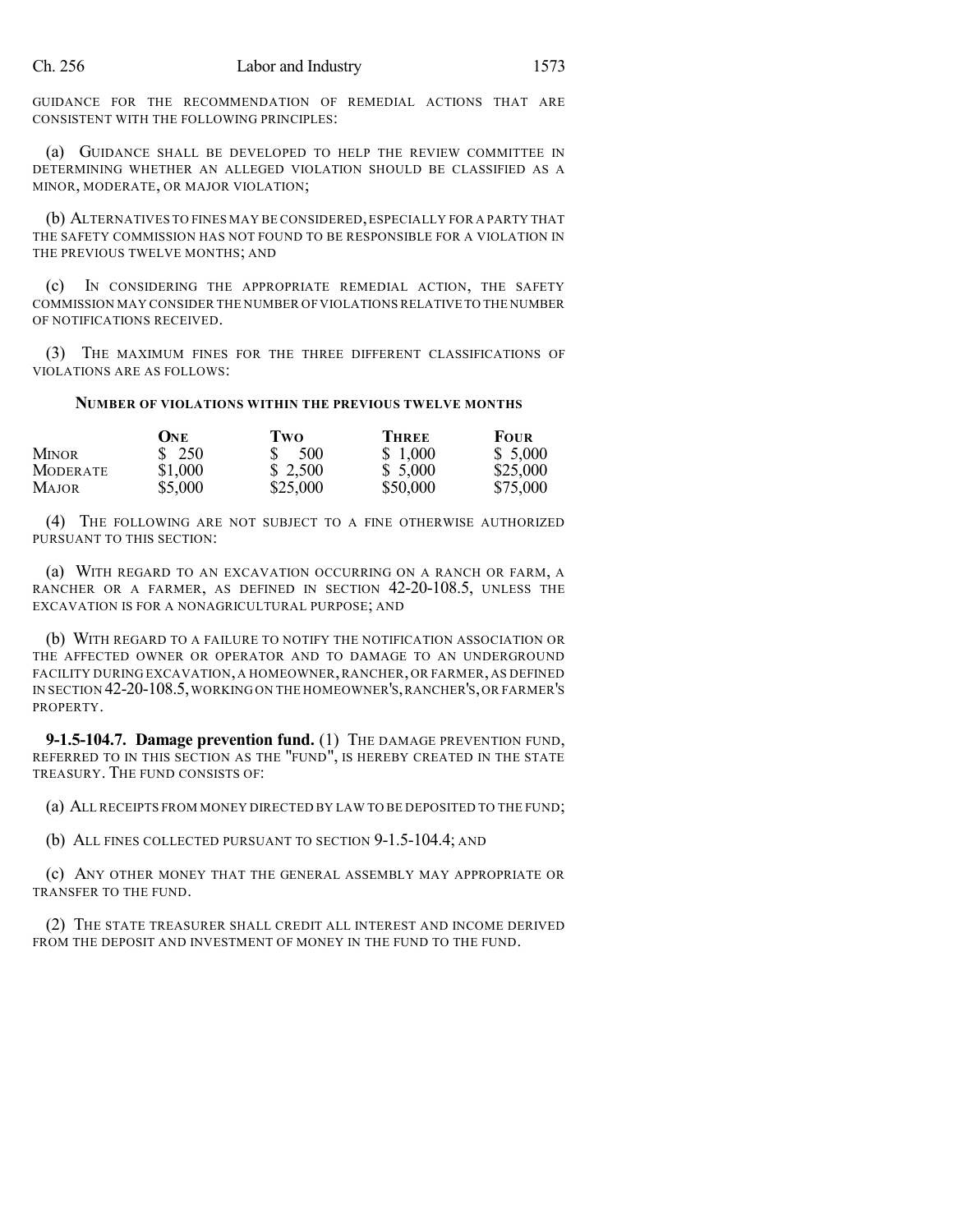GUIDANCE FOR THE RECOMMENDATION OF REMEDIAL ACTIONS THAT ARE CONSISTENT WITH THE FOLLOWING PRINCIPLES:

(a) GUIDANCE SHALL BE DEVELOPED TO HELP THE REVIEW COMMITTEE IN DETERMINING WHETHER AN ALLEGED VIOLATION SHOULD BE CLASSIFIED AS A MINOR, MODERATE, OR MAJOR VIOLATION;

(b) ALTERNATIVES TO FINES MAY BE CONSIDERED, ESPECIALLY FOR A PARTY THAT THE SAFETY COMMISSION HAS NOT FOUND TO BE RESPONSIBLE FOR A VIOLATION IN THE PREVIOUS TWELVE MONTHS; AND

(c) IN CONSIDERING THE APPROPRIATE REMEDIAL ACTION, THE SAFETY COMMISSION MAY CONSIDER THE NUMBER OF VIOLATIONS RELATIVE TO THE NUMBER OF NOTIFICATIONS RECEIVED.

(3) THE MAXIMUM FINES FOR THE THREE DIFFERENT CLASSIFICATIONS OF VIOLATIONS ARE AS FOLLOWS:

**NUMBER OF VIOLATIONS WITHIN THE PREVIOUS TWELVE MONTHS**

| | ONE | TWO | THREE | FOUR |
|---|---|---|---|---|
| MINOR | $ 250 | $ 500 | $ 1,000 | $ 5,000 |
| MODERATE | $1,000 | $ 2,500 | $ 5,000 | $25,000 |
| MAJOR | $5,000 | $25,000 | $50,000 | $75,000 |

(4) THE FOLLOWING ARE NOT SUBJECT TO A FINE OTHERWISE AUTHORIZED PURSUANT TO THIS SECTION:

(a) WITH REGARD TO AN EXCAVATION OCCURRING ON A RANCH OR FARM, A RANCHER OR A FARMER, AS DEFINED IN SECTION 42-20-108.5, UNLESS THE EXCAVATION IS FOR A NONAGRICULTURAL PURPOSE; AND

(b) WITH REGARD TO A FAILURE TO NOTIFY THE NOTIFICATION ASSOCIATION OR THE AFFECTED OWNER OR OPERATOR AND TO DAMAGE TO AN UNDERGROUND FACILITY DURING EXCAVATION, A HOMEOWNER, RANCHER, OR FARMER, AS DEFINED IN SECTION 42-20-108.5, WORKING ON THE HOMEOWNER'S, RANCHER'S, OR FARMER'S PROPERTY.

**9-1.5-104.7. Damage prevention fund.** (1) THE DAMAGE PREVENTION FUND, REFERRED TO IN THIS SECTION AS THE "FUND", IS HEREBY CREATED IN THE STATE TREASURY. THE FUND CONSISTS OF:

(a) ALL RECEIPTS FROM MONEY DIRECTED BY LAW TO BE DEPOSITED TO THE FUND;

(b) ALL FINES COLLECTED PURSUANT TO SECTION 9-1.5-104.4; AND

(c) ANY OTHER MONEY THAT THE GENERAL ASSEMBLY MAY APPROPRIATE OR TRANSFER TO THE FUND.

(2) THE STATE TREASURER SHALL CREDIT ALL INTEREST AND INCOME DERIVED FROM THE DEPOSIT AND INVESTMENT OF MONEY IN THE FUND TO THE FUND.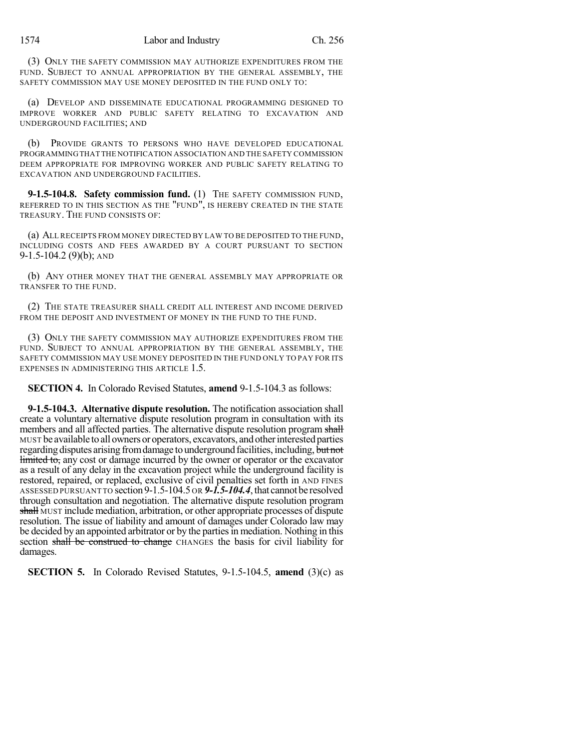(3) ONLY THE SAFETY COMMISSION MAY AUTHORIZE EXPENDITURES FROM THE FUND. SUBJECT TO ANNUAL APPROPRIATION BY THE GENERAL ASSEMBLY, THE SAFETY COMMISSION MAY USE MONEY DEPOSITED IN THE FUND ONLY TO:

(a) DEVELOP AND DISSEMINATE EDUCATIONAL PROGRAMMING DESIGNED TO IMPROVE WORKER AND PUBLIC SAFETY RELATING TO EXCAVATION AND UNDERGROUND FACILITIES; AND

(b) PROVIDE GRANTS TO PERSONS WHO HAVE DEVELOPED EDUCATIONAL PROGRAMMING THAT THE NOTIFICATION ASSOCIATION AND THE SAFETY COMMISSION DEEM APPROPRIATE FOR IMPROVING WORKER AND PUBLIC SAFETY RELATING TO EXCAVATION AND UNDERGROUND FACILITIES.

**9-1.5-104.8. Safety commission fund.** (1) THE SAFETY COMMISSION FUND, REFERRED TO IN THIS SECTION AS THE "FUND", IS HEREBY CREATED IN THE STATE TREASURY. THE FUND CONSISTS OF:

(a) ALL RECEIPTS FROM MONEY DIRECTED BY LAW TO BE DEPOSITED TO THE FUND, INCLUDING COSTS AND FEES AWARDED BY A COURT PURSUANT TO SECTION 9-1.5-104.2 (9)(b); AND

(b) ANY OTHER MONEY THAT THE GENERAL ASSEMBLY MAY APPROPRIATE OR TRANSFER TO THE FUND.

(2) THE STATE TREASURER SHALL CREDIT ALL INTEREST AND INCOME DERIVED FROM THE DEPOSIT AND INVESTMENT OF MONEY IN THE FUND TO THE FUND.

(3) ONLY THE SAFETY COMMISSION MAY AUTHORIZE EXPENDITURES FROM THE FUND. SUBJECT TO ANNUAL APPROPRIATION BY THE GENERAL ASSEMBLY, THE SAFETY COMMISSION MAY USE MONEY DEPOSITED IN THE FUND ONLY TO PAY FOR ITS EXPENSES IN ADMINISTERING THIS ARTICLE 1.5.

**SECTION 4.** In Colorado Revised Statutes, **amend** 9-1.5-104.3 as follows:

**9-1.5-104.3. Alternative dispute resolution.** The notification association shall create a voluntary alternative dispute resolution program in consultation with its members and all affected parties. The alternative dispute resolution program ~~shall~~ MUST be available to all owners or operators, excavators, and other interested parties regarding disputes arising from damage to underground facilities, including, ~~but not limited to,~~ any cost or damage incurred by the owner or operator or the excavator as a result of any delay in the excavation project while the underground facility is restored, repaired, or replaced, exclusive of civil penalties set forth in AND FINES ASSESSED PURSUANT TO section 9-1.5-104.5 OR ***9-1.5-104.4***, that cannot be resolved through consultation and negotiation. The alternative dispute resolution program ~~shall~~ MUST include mediation, arbitration, or other appropriate processes of dispute resolution. The issue of liability and amount of damages under Colorado law may be decided by an appointed arbitrator or by the parties in mediation. Nothing in this section ~~shall be construed to change~~ CHANGES the basis for civil liability for damages.

**SECTION 5.** In Colorado Revised Statutes, 9-1.5-104.5, **amend** (3)(c) as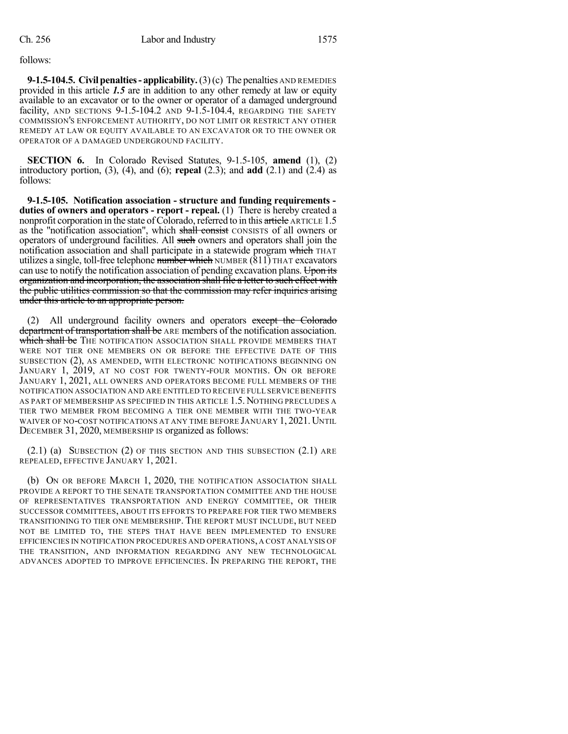follows:

**9-1.5-104.5. Civil penalties - applicability.** (3) (c) The penalties AND REMEDIES provided in this article *1.5* are in addition to any other remedy at law or equity available to an excavator or to the owner or operator of a damaged underground facility, AND SECTIONS 9-1.5-104.2 AND 9-1.5-104.4, REGARDING THE SAFETY COMMISSION'S ENFORCEMENT AUTHORITY, DO NOT LIMIT OR RESTRICT ANY OTHER REMEDY AT LAW OR EQUITY AVAILABLE TO AN EXCAVATOR OR TO THE OWNER OR OPERATOR OF A DAMAGED UNDERGROUND FACILITY.

**SECTION 6.** In Colorado Revised Statutes, 9-1.5-105, **amend** (1), (2) introductory portion, (3), (4), and (6); **repeal** (2.3); and **add** (2.1) and (2.4) as follows:

**9-1.5-105. Notification association - structure and funding requirements - duties of owners and operators - report - repeal.** (1) There is hereby created a nonprofit corporation in the state of Colorado, referred to in this ~~article~~ ARTICLE 1.5 as the "notification association", which ~~shall consist~~ CONSISTS of all owners or operators of underground facilities. All ~~such~~ owners and operators shall join the notification association and shall participate in a statewide program ~~which~~ THAT utilizes a single, toll-free telephone ~~number which~~ NUMBER (811) THAT excavators can use to notify the notification association of pending excavation plans. ~~Upon its organization and incorporation, the association shall file a letter to such effect with the public utilities commission so that the commission may refer inquiries arising under this article to an appropriate person.~~

(2) All underground facility owners and operators ~~except the Colorado department of transportation shall be~~ ARE members of the notification association. ~~which shall be~~ THE NOTIFICATION ASSOCIATION SHALL PROVIDE MEMBERS THAT WERE NOT TIER ONE MEMBERS ON OR BEFORE THE EFFECTIVE DATE OF THIS SUBSECTION (2), AS AMENDED, WITH ELECTRONIC NOTIFICATIONS BEGINNING ON JANUARY 1, 2019, AT NO COST FOR TWENTY-FOUR MONTHS. ON OR BEFORE JANUARY 1, 2021, ALL OWNERS AND OPERATORS BECOME FULL MEMBERS OF THE NOTIFICATION ASSOCIATION AND ARE ENTITLED TO RECEIVE FULL SERVICE BENEFITS AS PART OF MEMBERSHIP AS SPECIFIED IN THIS ARTICLE 1.5. NOTHING PRECLUDES A TIER TWO MEMBER FROM BECOMING A TIER ONE MEMBER WITH THE TWO-YEAR WAIVER OF NO-COST NOTIFICATIONS AT ANY TIME BEFORE JANUARY 1, 2021. UNTIL DECEMBER 31, 2020, MEMBERSHIP IS organized as follows:

(2.1) (a) SUBSECTION (2) OF THIS SECTION AND THIS SUBSECTION (2.1) ARE REPEALED, EFFECTIVE JANUARY 1, 2021.

(b) ON OR BEFORE MARCH 1, 2020, THE NOTIFICATION ASSOCIATION SHALL PROVIDE A REPORT TO THE SENATE TRANSPORTATION COMMITTEE AND THE HOUSE OF REPRESENTATIVES TRANSPORTATION AND ENERGY COMMITTEE, OR THEIR SUCCESSOR COMMITTEES, ABOUT ITS EFFORTS TO PREPARE FOR TIER TWO MEMBERS TRANSITIONING TO TIER ONE MEMBERSHIP. THE REPORT MUST INCLUDE, BUT NEED NOT BE LIMITED TO, THE STEPS THAT HAVE BEEN IMPLEMENTED TO ENSURE EFFICIENCIES IN NOTIFICATION PROCEDURES AND OPERATIONS, A COST ANALYSIS OF THE TRANSITION, AND INFORMATION REGARDING ANY NEW TECHNOLOGICAL ADVANCES ADOPTED TO IMPROVE EFFICIENCIES. IN PREPARING THE REPORT, THE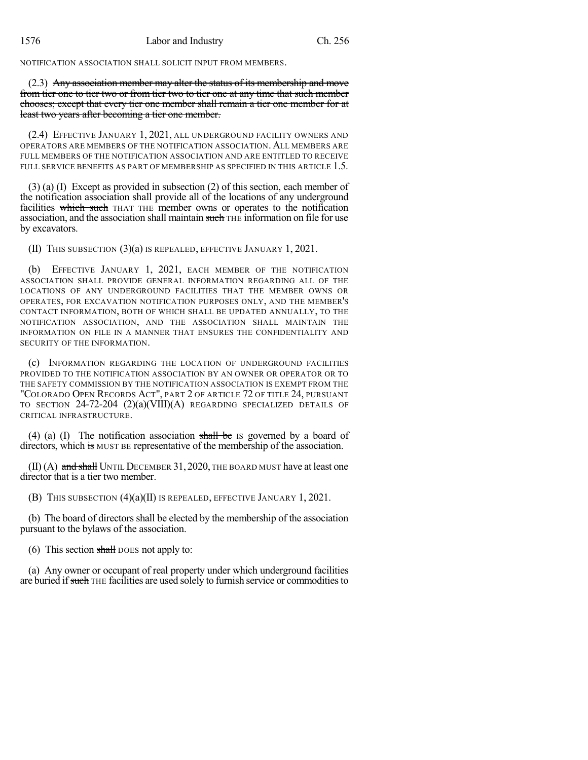NOTIFICATION ASSOCIATION SHALL SOLICIT INPUT FROM MEMBERS.

(2.3) ~~Any association member may alter the status of its membership and move from tier one to tier two or from tier two to tier one at any time that such member chooses; except that every tier one member shall remain a tier one member for at least two years after becoming a tier one member.~~

(2.4) EFFECTIVE JANUARY 1, 2021, ALL UNDERGROUND FACILITY OWNERS AND OPERATORS ARE MEMBERS OF THE NOTIFICATION ASSOCIATION. ALL MEMBERS ARE FULL MEMBERS OF THE NOTIFICATION ASSOCIATION AND ARE ENTITLED TO RECEIVE FULL SERVICE BENEFITS AS PART OF MEMBERSHIP AS SPECIFIED IN THIS ARTICLE 1.5.

(3) (a) (I) Except as provided in subsection (2) of this section, each member of the notification association shall provide all of the locations of any underground facilities ~~which such~~ THAT THE member owns or operates to the notification association, and the association shall maintain ~~such~~ THE information on file for use by excavators.

(II) THIS SUBSECTION (3)(a) IS REPEALED, EFFECTIVE JANUARY 1, 2021.

(b) EFFECTIVE JANUARY 1, 2021, EACH MEMBER OF THE NOTIFICATION ASSOCIATION SHALL PROVIDE GENERAL INFORMATION REGARDING ALL OF THE LOCATIONS OF ANY UNDERGROUND FACILITIES THAT THE MEMBER OWNS OR OPERATES, FOR EXCAVATION NOTIFICATION PURPOSES ONLY, AND THE MEMBER'S CONTACT INFORMATION, BOTH OF WHICH SHALL BE UPDATED ANNUALLY, TO THE NOTIFICATION ASSOCIATION, AND THE ASSOCIATION SHALL MAINTAIN THE INFORMATION ON FILE IN A MANNER THAT ENSURES THE CONFIDENTIALITY AND SECURITY OF THE INFORMATION.

(c) INFORMATION REGARDING THE LOCATION OF UNDERGROUND FACILITIES PROVIDED TO THE NOTIFICATION ASSOCIATION BY AN OWNER OR OPERATOR OR TO THE SAFETY COMMISSION BY THE NOTIFICATION ASSOCIATION IS EXEMPT FROM THE "COLORADO OPEN RECORDS ACT", PART 2 OF ARTICLE 72 OF TITLE 24, PURSUANT TO SECTION 24-72-204 (2)(a)(VIII)(A) REGARDING SPECIALIZED DETAILS OF CRITICAL INFRASTRUCTURE.

(4) (a) (I) The notification association ~~shall be~~ IS governed by a board of directors, which ~~is~~ MUST BE representative of the membership of the association.

(II) (A) ~~and shall~~ UNTIL DECEMBER 31, 2020, THE BOARD MUST have at least one director that is a tier two member.

(B) THIS SUBSECTION (4)(a)(II) IS REPEALED, EFFECTIVE JANUARY 1, 2021.

(b) The board of directors shall be elected by the membership of the association pursuant to the bylaws of the association.

(6) This section ~~shall~~ DOES not apply to:

(a) Any owner or occupant of real property under which underground facilities are buried if ~~such~~ THE facilities are used solely to furnish service or commodities to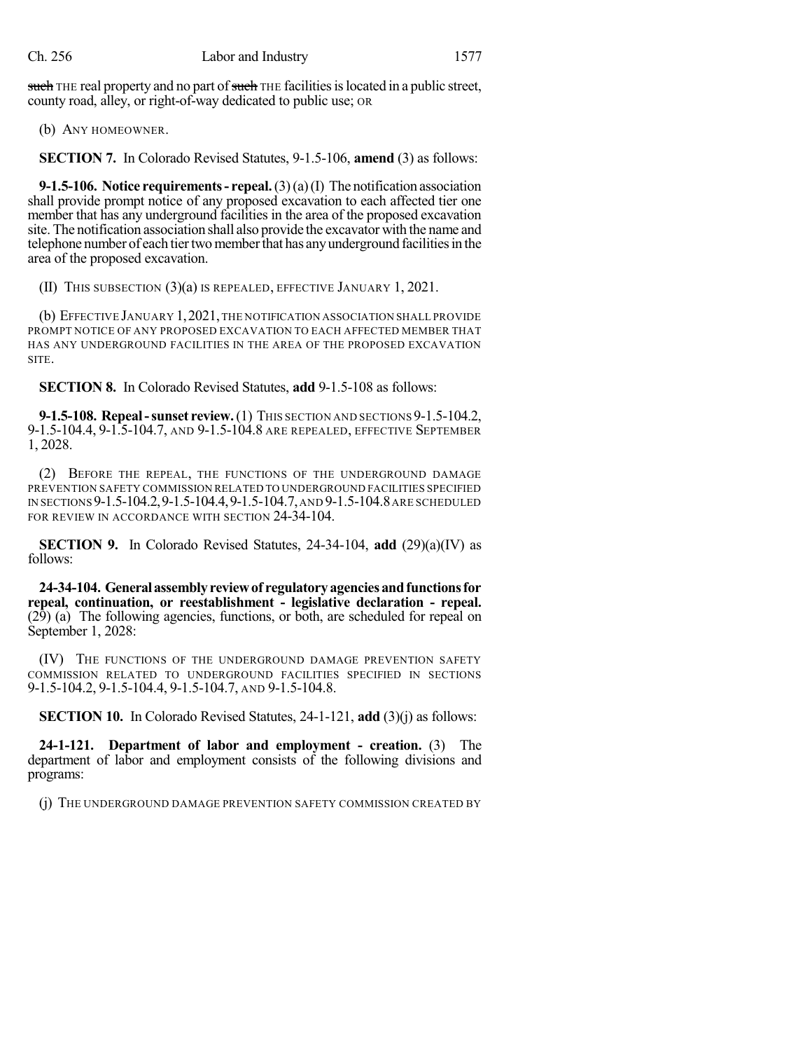~~such~~ THE real property and no part of ~~such~~ THE facilities is located in a public street, county road, alley, or right-of-way dedicated to public use; OR

(b) ANY HOMEOWNER.

**SECTION 7.** In Colorado Revised Statutes, 9-1.5-106, **amend** (3) as follows:

**9-1.5-106. Notice requirements - repeal.** (3) (a) (I) The notification association shall provide prompt notice of any proposed excavation to each affected tier one member that has any underground facilities in the area of the proposed excavation site. The notification association shall also provide the excavator with the name and telephone number of each tier two member that has any underground facilities in the area of the proposed excavation.

(II) THIS SUBSECTION (3)(a) IS REPEALED, EFFECTIVE JANUARY 1, 2021.

(b) EFFECTIVE JANUARY 1, 2021, THE NOTIFICATION ASSOCIATION SHALL PROVIDE PROMPT NOTICE OF ANY PROPOSED EXCAVATION TO EACH AFFECTED MEMBER THAT HAS ANY UNDERGROUND FACILITIES IN THE AREA OF THE PROPOSED EXCAVATION SITE.

**SECTION 8.** In Colorado Revised Statutes, **add** 9-1.5-108 as follows:

**9-1.5-108. Repeal - sunset review.** (1) THIS SECTION AND SECTIONS 9-1.5-104.2, 9-1.5-104.4, 9-1.5-104.7, AND 9-1.5-104.8 ARE REPEALED, EFFECTIVE SEPTEMBER 1, 2028.

(2) BEFORE THE REPEAL, THE FUNCTIONS OF THE UNDERGROUND DAMAGE PREVENTION SAFETY COMMISSION RELATED TO UNDERGROUND FACILITIES SPECIFIED IN SECTIONS 9-1.5-104.2, 9-1.5-104.4, 9-1.5-104.7, AND 9-1.5-104.8 ARE SCHEDULED FOR REVIEW IN ACCORDANCE WITH SECTION 24-34-104.

**SECTION 9.** In Colorado Revised Statutes, 24-34-104, **add** (29)(a)(IV) as follows:

**24-34-104. General assembly review of regulatory agencies and functions for repeal, continuation, or reestablishment - legislative declaration - repeal.** (29) (a) The following agencies, functions, or both, are scheduled for repeal on September 1, 2028:

(IV) THE FUNCTIONS OF THE UNDERGROUND DAMAGE PREVENTION SAFETY COMMISSION RELATED TO UNDERGROUND FACILITIES SPECIFIED IN SECTIONS 9-1.5-104.2, 9-1.5-104.4, 9-1.5-104.7, AND 9-1.5-104.8.

**SECTION 10.** In Colorado Revised Statutes, 24-1-121, **add** (3)(j) as follows:

**24-1-121. Department of labor and employment - creation.** (3) The department of labor and employment consists of the following divisions and programs:

(j) THE UNDERGROUND DAMAGE PREVENTION SAFETY COMMISSION CREATED BY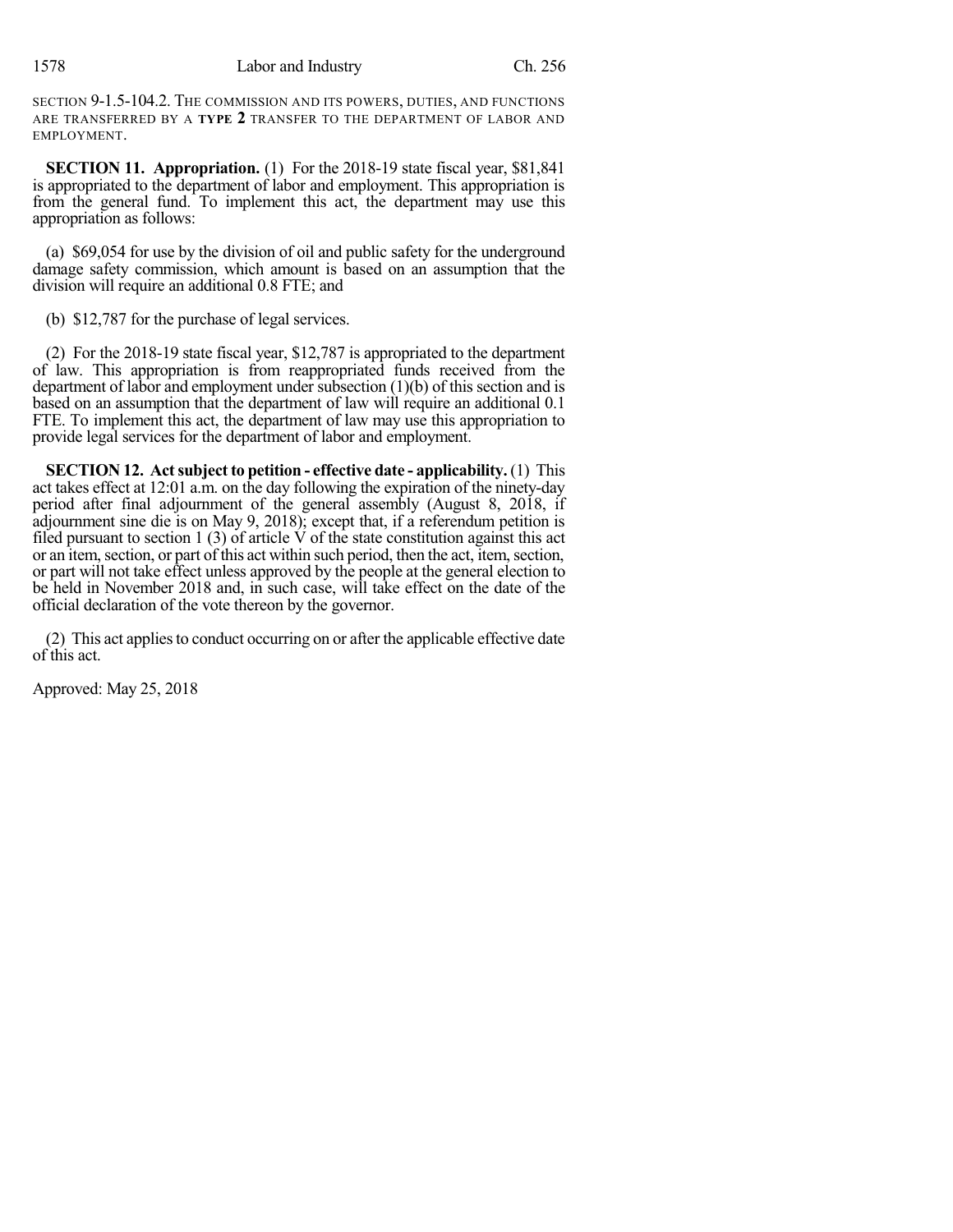SECTION 9-1.5-104.2. THE COMMISSION AND ITS POWERS, DUTIES, AND FUNCTIONS ARE TRANSFERRED BY A **TYPE 2** TRANSFER TO THE DEPARTMENT OF LABOR AND EMPLOYMENT.

**SECTION 11. Appropriation.** (1) For the 2018-19 state fiscal year, $81,841 is appropriated to the department of labor and employment. This appropriation is from the general fund. To implement this act, the department may use this appropriation as follows:

(a) $69,054 for use by the division of oil and public safety for the underground damage safety commission, which amount is based on an assumption that the division will require an additional 0.8 FTE; and

(b) $12,787 for the purchase of legal services.

(2) For the 2018-19 state fiscal year, $12,787 is appropriated to the department of law. This appropriation is from reappropriated funds received from the department of labor and employment under subsection (1)(b) of this section and is based on an assumption that the department of law will require an additional 0.1 FTE. To implement this act, the department of law may use this appropriation to provide legal services for the department of labor and employment.

**SECTION 12. Act subject to petition - effective date - applicability.** (1) This act takes effect at 12:01 a.m. on the day following the expiration of the ninety-day period after final adjournment of the general assembly (August 8, 2018, if adjournment sine die is on May 9, 2018); except that, if a referendum petition is filed pursuant to section 1 (3) of article V of the state constitution against this act or an item, section, or part of this act within such period, then the act, item, section, or part will not take effect unless approved by the people at the general election to be held in November 2018 and, in such case, will take effect on the date of the official declaration of the vote thereon by the governor.

(2) This act applies to conduct occurring on or after the applicable effective date of this act.

Approved: May 25, 2018